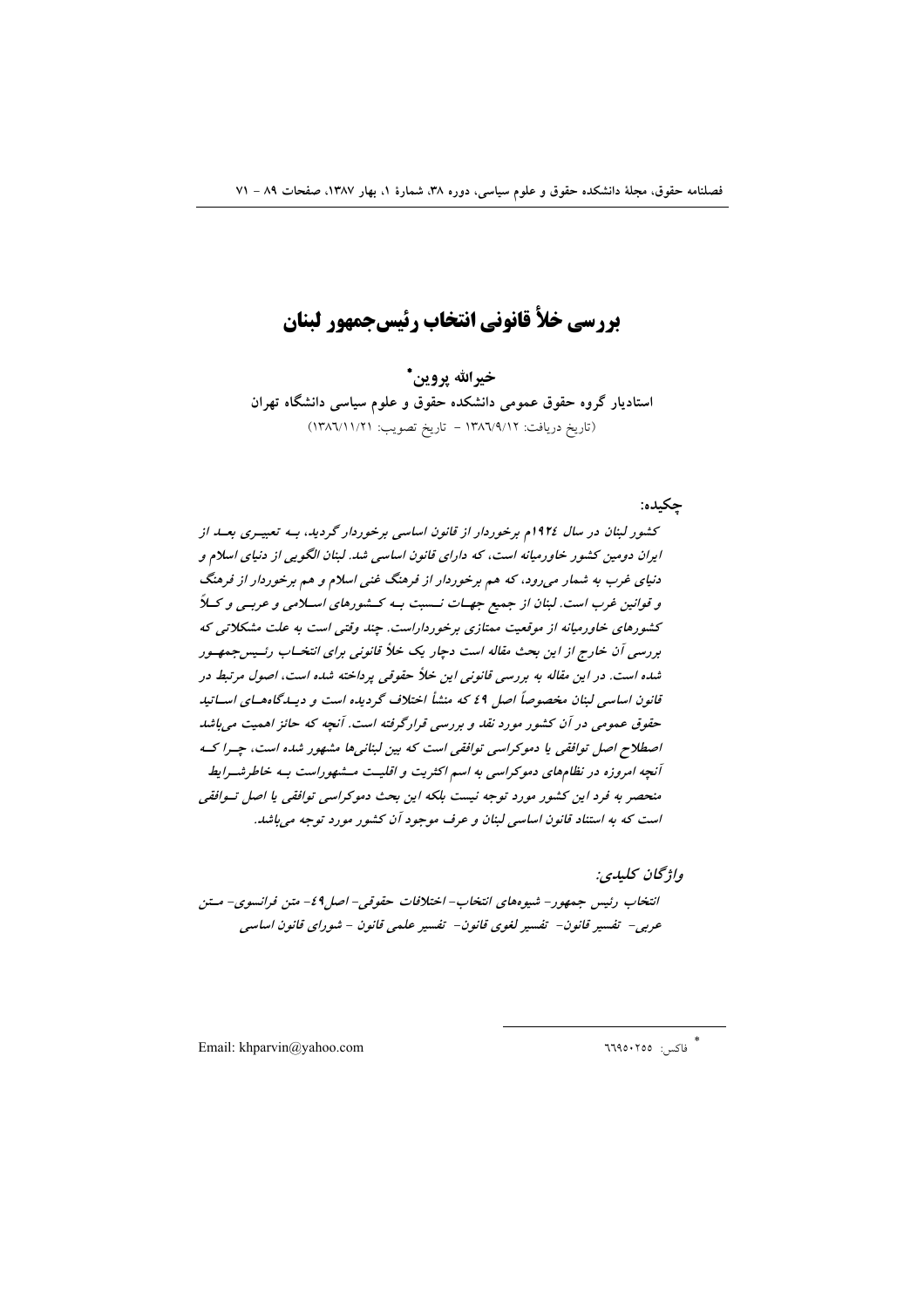# بررسی خلأ قانونی انتخاب رئیس‌جمهور لبنان

**خیرالله پروین***

**استادیار گروه حقوق عمومی دانشکده حقوق و علوم سیاسی دانشگاه تهران**

(تاریخ دریافت: ۱۳۸٦/۹/۱۲ - تاریخ تصویب: ۱۳۸٦/۱۱/۲۱)

**چکیده:**

*کشور لبنان در سال ۱۹۲٤م برخوردار از قانون اساسی برخوردار گردید، بـه تعبیـری بعـد از ایران دومین کشور خاورمیانه است، که دارای قانون اساسی شد. لبنان الگویی از دنیای اسلام و دنیای غرب به شمار می‌رود، که هم برخوردار از فرهنگ غنی اسلام و هم برخوردار از فرهنگ و قوانین غرب است. لبنان از جمیع جهـات نـسبت بـه کـشورهای اسـلامی و عربـی و کـلاً کشورهای خاورمیانه از موقعیت ممتازی برخورداراست. چند وقتی است به علت مشکلاتی که بررسی آن خارج از این بحث مقاله است دچار یک خلأ قانونی برای انتخـاب رئـیس‌جمهـور شده است. در این مقاله به بررسی قانونی این خلأ حقوقی پرداخته شده است، اصول مرتبط در قانون اساسی لبنان مخصوصاً اصل ٤۹ که منشأ اختلاف گردیده است و دیـدگاه‌هـای اسـاتید حقوق عمومی در آن کشور مورد نقد و بررسی قرارگرفته است. آنچه که حائز اهمیت می‌باشد اصطلاح اصل توافقی یا دموکراسی توافقی است که بین لبنانی‌ها مشهور شده است، چـرا کـه آنچه امروزه در نظام‌های دموکراسی به اسم اکثریت و اقلیـت مـشهوراست بـه خاطرشـرایط منحصر به فرد این کشور مورد توجه نیست بلکه این بحث دموکراسی توافقی یا اصل تـوافقی است که به استناد قانون اساسی لبنان و عرف موجود آن کشور مورد توجه می‌باشد.*

**واژگان کلیدی:**

*انتخاب رئیس جمهور- شیوه‌های انتخاب- اختلافات حقوقی- اصل٤۹- متن فرانسوی- مـتن عربی- تفسیر قانون- تفسیر لغوی قانون- تفسیر علمی قانون - شورای قانون اساسی*

---

* فاکس: ٦٦۹٥۰۲٥٥

Email: khparvin@yahoo.com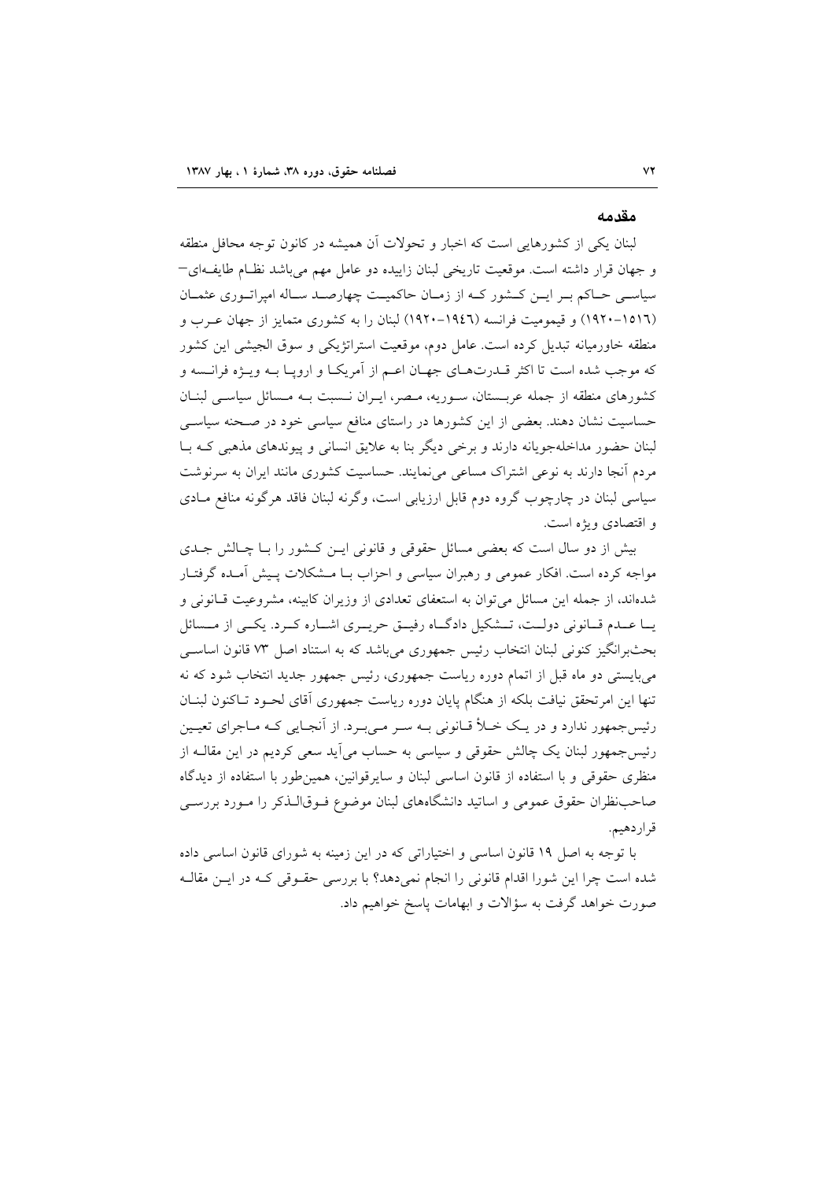## مقدمه

لبنان یکی از کشورهایی است که اخبار و تحولات آن همیشه در کانون توجه محافل منطقه و جهان قرار داشته است. موقعیت تاریخی لبنان زاییده دو عامل مهم می‌باشد نظام طایفه‌ای—سیاسی حاکم بر این کشور که از زمان حاکمیت چهارصد ساله امپراتوری عثمان (۱۵۱٦–۱۹۲۰) و قیمومیت فرانسه (۱۹۲۰–۱۹٤٦) لبنان را به کشوری متمایز از جهان عرب و منطقه خاورمیانه تبدیل کرده است. عامل دوم، موقعیت استراتژیکی و سوق الجیشی این کشور که موجب شده است تا اکثر قدرت‌های جهان اعم از آمریکا و اروپا به ویژه فرانسه و کشورهای منطقه از جمله عربستان، سوریه، مصر، ایران نسبت به مسائل سیاسی لبنان حساسیت نشان دهند. بعضی از این کشورها در راستای منافع سیاسی خود در صحنه سیاسی لبنان حضور مداخله‌جویانه دارند و برخی دیگر بنا به علایق انسانی و پیوندهای مذهبی که با مردم آنجا دارند به نوعی اشتراک مساعی می‌نمایند. حساسیت کشوری مانند ایران به سرنوشت سیاسی لبنان در چارچوب گروه دوم قابل ارزیابی است، وگرنه لبنان فاقد هرگونه منافع مادی و اقتصادی ویژه است.

بیش از دو سال است که بعضی مسائل حقوقی و قانونی این کشور را با چالش جدی مواجه کرده است. افکار عمومی و رهبران سیاسی و احزاب با مشکلات پیش آمده گرفتار شده‌اند، از جمله این مسائل می‌توان به استعفای تعدادی از وزیران کابینه، مشروعیت قانونی و یا عدم قانونی دولت، تشکیل دادگاه رفیق حریری اشاره کرد. یکی از مسائل بحث‌برانگیز کنونی لبنان انتخاب رئیس جمهوری می‌باشد که به استناد اصل ۷۳ قانون اساسی می‌بایستی دو ماه قبل از اتمام دوره ریاست جمهوری، رئیس جمهور جدید انتخاب شود که نه تنها این امر تحقق نیافت بلکه از هنگام پایان دوره ریاست جمهوری آقای لحود تاکنون لبنان رئیس‌جمهور ندارد و در یک خلأ قانونی به سر می‌برد. از آنجایی که ماجرای تعیین رئیس‌جمهور لبنان یک چالش حقوقی و سیاسی به حساب می‌آید سعی کردیم در این مقاله از منظری حقوقی و با استفاده از قانون اساسی لبنان و سایرقوانین، همین‌طور با استفاده از دیدگاه صاحب‌نظران حقوق عمومی و اساتید دانشگاه‌های لبنان موضوع فوق‌الذکر را مورد بررسی قراردهیم.

با توجه به اصل ۱۹ قانون اساسی و اختیاراتی که در این زمینه به شورای قانون اساسی داده شده است چرا این شورا اقدام قانونی را انجام نمی‌دهد؟ با بررسی حقوقی که در این مقاله صورت خواهد گرفت به سؤالات و ابهامات پاسخ خواهیم داد.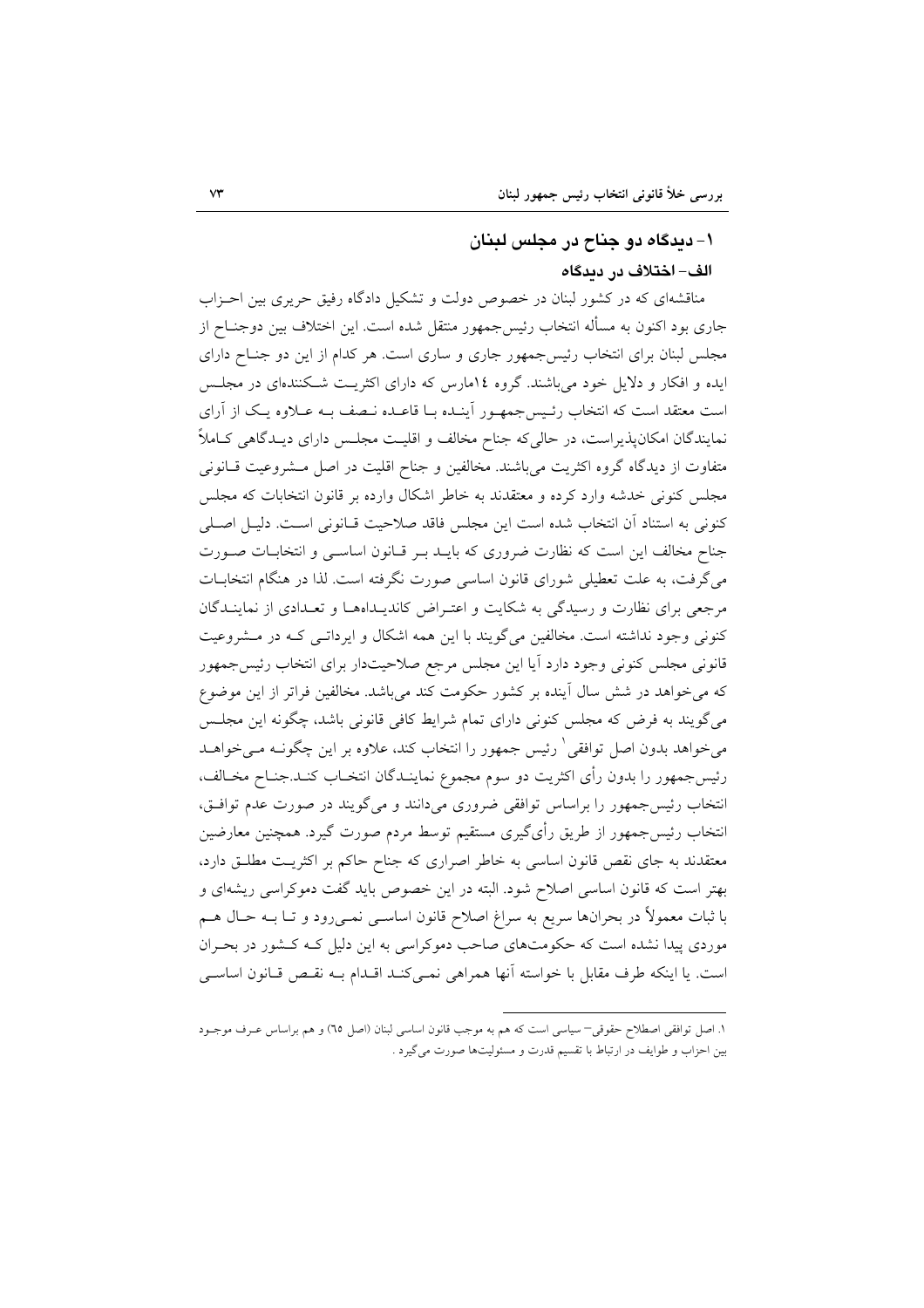## ۱- دیدگاه دو جناح در مجلس لبنان

### الف- اختلاف در دیدگاه

مناقشه‌ای که در کشور لبنان در خصوص دولت و تشکیل دادگاه رفیق حریری بین احـزاب جاری بود اکنون به مسأله انتخاب رئیس‌جمهور منتقل شده است. این اختلاف بین دوجنـاح از مجلس لبنان برای انتخاب رئیس‌جمهور جاری و ساری است. هر کدام از این دو جنـاح دارای ایده و افکار و دلایل خود می‌باشند. گروه ۱۴مارس که دارای اکثریت شـکننده‌ای در مجلـس است معتقد است که انتخاب رئـیس‌جمهـور آینـده بـا قاعـده نـصف بـه عـلاوه یـک از آرای نمایندگان امکان‌پذیراست، در حالی‌که جناح مخالف و اقلیـت مجلـس دارای دیـدگاهی کـاملاً متفاوت از دیدگاه گروه اکثریت می‌باشند. مخالفین و جناح اقلیت در اصل مـشروعیت قـانونی مجلس کنونی خدشه وارد کرده و معتقدند به خاطر اشکال وارده بر قانون انتخابات که مجلس کنونی به استناد آن انتخاب شده است این مجلس فاقد صلاحیت قـانونی اسـت. دلیـل اصـلی جناح مخالف این است که نظارت ضروری که بایـد بـر قـانون اساسـی و انتخابـات صـورت می‌گرفت، به علت تعطیلی شورای قانون اساسی صورت نگرفته است. لذا در هنگام انتخابـات مرجعی برای نظارت و رسیدگی به شکایت و اعتـراض کاندیـداهـا و تعـدادی از نماینـدگان کنونی وجود نداشته است. مخالفین می‌گویند با این همه اشکال و ایراداتـی کـه در مـشروعیت قانونی مجلس کنونی وجود دارد آیا این مجلس مرجع صلاحیت‌دار برای انتخاب رئیس‌جمهور که می‌خواهد در شش سال آینده بر کشور حکومت کند می‌باشد. مخالفین فراتر از این موضوع می‌گویند به فرض که مجلس کنونی دارای تمام شرایط کافی قانونی باشد، چگونه این مجلـس می‌خواهد بدون اصل توافقی[۱] رئیس جمهور را انتخاب کند، علاوه بر این چگونـه مـی‌خواهـد رئیس‌جمهور را بدون رأی اکثریت دو سوم مجموع نماینـدگان انتخـاب کنـد.جنـاح مخـالف، انتخاب رئیس‌جمهور را براساس توافقی ضروری می‌دانند و می‌گویند در صورت عدم توافـق، انتخاب رئیس‌جمهور از طریق رأی‌گیری مستقیم توسط مردم صورت گیرد. همچنین معارضین معتقدند به جای نقص قانون اساسی به خاطر اصراری که جناح حاکم بر اکثریـت مطلـق دارد، بهتر است که قانون اساسی اصلاح شود. البته در این خصوص باید گفت دموکراسی ریشه‌ای و با ثبات معمولاً در بحران‌ها سریع به سراغ اصلاح قانون اساسـی نمـی‌رود و تـا بـه حـال هـم موردی پیدا نشده است که حکومت‌های صاحب دموکراسی به این دلیل کـه کـشور در بحـران است. یا اینکه طرف مقابل با خواسته آنها همراهی نمـی‌کنـد اقـدام بـه نقـص قـانون اساسـی

---

۱. اصل توافقی اصطلاح حقوقی– سیاسی است که هم به موجب قانون اساسی لبنان (اصل ٦٥) و هم براساس عـرف موجـود بین احزاب و طوایف در ارتباط با تقسیم قدرت و مسئولیت‌ها صورت می‌گیرد .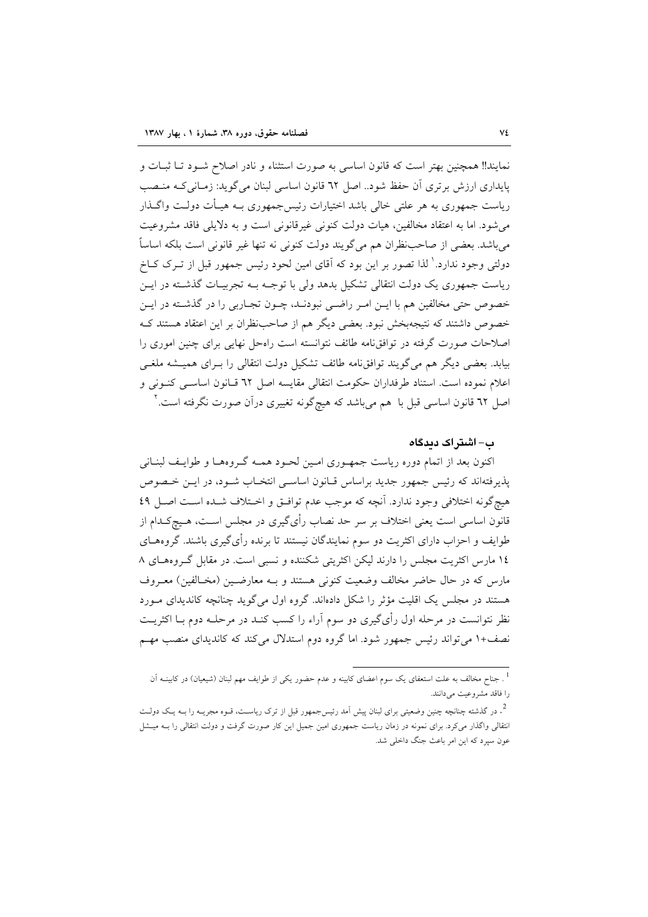نمایند!! همچنین بهتر است که قانون اساسی به صورت استثناء و نادر اصلاح شـود تـا ثبـات و پایداری ارزش برتری آن حفظ شود.. اصل ٦٢ قانون اساسی لبنان می‌گوید: زمـانی‌کـه منـصب ریاست جمهوری به هر علتی خالی باشد اختیارات رئیس‌جمهوری بـه هیـأت دولـت واگـذار می‌شود. اما به اعتقاد مخالفین، هیات دولت کنونی غیرقانونی است و به دلایلی فاقد مشروعیت می‌باشد. بعضی از صاحب‌نظران هم می‌گویند دولت کنونی نه تنها غیر قانونی است بلکه اساساً دولتی وجود ندارد.[1] لذا تصور بر این بود که آقای امین لحود رئیس جمهور قبل از تـرک کـاخ ریاست جمهوری یک دولت انتقالی تشکیل بدهد ولی با توجـه بـه تجربیـات گذشـته در ایـن خصوص حتی مخالفین هم با ایـن امـر راضـی نبودنـد، چـون تجـاربی را در گذشـته در ایـن خصوص داشتند که نتیجه‌بخش نبود. بعضی دیگر هم از صاحب‌نظران بر این اعتقاد هستند کـه اصلاحات صورت گرفته در توافق‌نامه طائف نتوانسته است راه‌حل نهایی برای چنین اموری را بیابد. بعضی دیگر هم می‌گویند توافق‌نامه طائف تشکیل دولت انتقالی را بـرای همیـشه ملغـی اعلام نموده است. استناد طرفداران حکومت انتقالی مقایسه اصل ٦٢ قـانون اساسـی کنـونی و اصل ٦٢ قانون اساسی قبل با هم می‌باشد که هیچ‌گونه تغییری درآن صورت نگرفته است.[2]

## ب- اشتراک دیدگاه

اکنون بعد از اتمام دوره ریاست جمهـوری امـین لحـود همـه گـروه‌هـا و طوایـف لبنـانی پذیرفته‌اند که رئیس جمهور جدید براساس قـانون اساسـی انتخـاب شـود، در ایـن خـصوص هیچ‌گونه اختلافی وجود ندارد. آنچه که موجب عدم توافـق و اخـتلاف شـده اسـت اصـل ٤٩ قانون اساسی است یعنی اختلاف بر سر حد نصاب رأی‌گیری در مجلس اسـت، هـیچ‌کـدام از طوایف و احزاب دارای اکثریت دو سوم نمایندگان نیستند تا برنده رأی‌گیری باشند. گروه‌هـای ١٤ مارس اکثریت مجلس را دارند لیکن اکثریتی شکننده و نسبی است. در مقابل گـروه‌هـای ٨ مارس که در حال حاضر مخالف وضعیت کنونی هستند و بـه معارضـین (مخـالفین) معـروف هستند در مجلس یک اقلیت مؤثر را شکل داده‌اند. گروه اول می‌گوید چنانچه کاندیدای مـورد نظر نتوانست در مرحله اول رأی‌گیری دو سوم آراء را کسب کنـد در مرحلـه دوم بـا اکثریـت نصف+١ می‌تواند رئیس جمهور شود. اما گروه دوم استدلال می‌کند که کاندیدای منصب مهـم

---

[1]. جناح مخالف به علت استعفای یک سوم اعضای کابینه و عدم حضور یکی از طوایف مهم لبنان (شیعیان) در کابینـه آن را فاقد مشروعیت می‌دانند.

[2]. در گذشته چنانچه چنین وضعیتی برای لبنان پیش آمد رئیس‌جمهور قبل از ترک ریاسـت، قـوه مجریـه را بـه یـک دولـت انتقالی واگذار می‌کرد. برای نمونه در زمان ریاست جمهوری امین جمیل این کار صورت گرفت و دولت انتقالی را بـه میـشل عون سپرد که این امر باعث جنگ داخلی شد.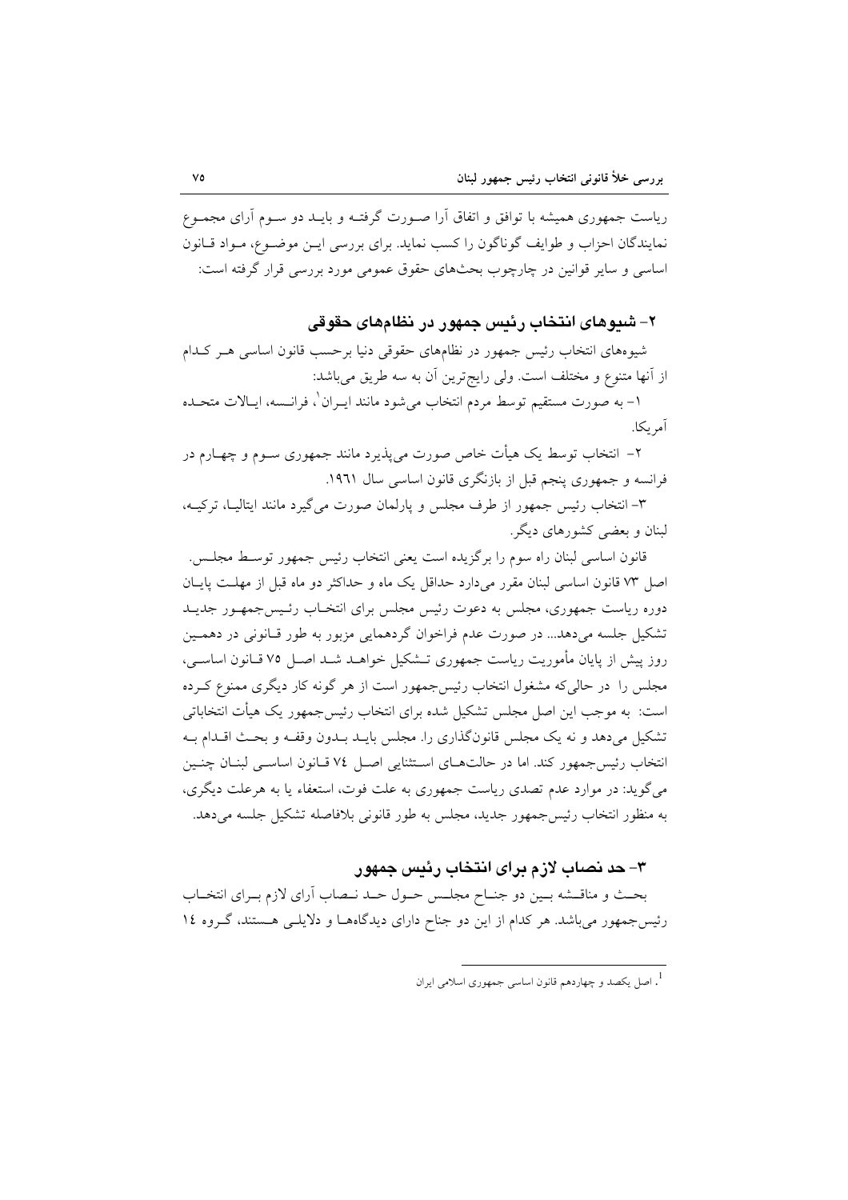ریاست جمهوری همیشه با توافق و اتفاق آرا صورت گرفته و باید دو سوم آرای مجموع نمایندگان احزاب و طوایف گوناگون را کسب نماید. برای بررسی این موضوع، مواد قانون اساسی و سایر قوانین در چارچوب بحث‌های حقوق عمومی مورد بررسی قرار گرفته است:

## ۲- شیوه‌های انتخاب رئیس جمهور در نظام‌های حقوقی

شیوه‌های انتخاب رئیس جمهور در نظام‌های حقوقی دنیا برحسب قانون اساسی هر کدام از آنها متنوع و مختلف است. ولی رایج‌ترین آن به سه طریق می‌باشد:

۱- به صورت مستقیم توسط مردم انتخاب می‌شود مانند ایران[1]، فرانسه، ایالات متحده آمریکا.

۲- انتخاب توسط یک هیأت خاص صورت می‌پذیرد مانند جمهوری سوم و چهارم در فرانسه و جمهوری پنجم قبل از بازنگری قانون اساسی سال ۱۹۶۱.

۳- انتخاب رئیس جمهور از طرف مجلس و پارلمان صورت می‌گیرد مانند ایتالیا، ترکیه، لبنان و بعضی کشورهای دیگر.

قانون اساسی لبنان راه سوم را برگزیده است یعنی انتخاب رئیس جمهور توسط مجلس. اصل ۷۳ قانون اساسی لبنان مقرر می‌دارد حداقل یک ماه و حداکثر دو ماه قبل از مهلت پایان دوره ریاست جمهوری، مجلس به دعوت رئیس مجلس برای انتخاب رئیس‌جمهور جدید تشکیل جلسه می‌دهد... در صورت عدم فراخوان گردهمایی مزبور به طور قانونی در دهمین روز پیش از پایان مأموریت ریاست جمهوری تشکیل خواهد شد اصل ۷۵ قانون اساسی، مجلس را در حالی‌که مشغول انتخاب رئیس‌جمهور است از هر گونه کار دیگری ممنوع کرده است: به موجب این اصل مجلس تشکیل شده برای انتخاب رئیس‌جمهور یک هیأت انتخاباتی تشکیل می‌دهد و نه یک مجلس قانون‌گذاری را. مجلس باید بدون وقفه و بحث اقدام به انتخاب رئیس‌جمهور کند. اما در حالت‌های استثنایی اصل ۷۴ قانون اساسی لبنان چنین می‌گوید: در موارد عدم تصدی ریاست جمهوری به علت فوت، استعفاء یا به هرعلت دیگری، به منظور انتخاب رئیس‌جمهور جدید، مجلس به طور قانونی بلافاصله تشکیل جلسه می‌دهد.

## ۳- حد نصاب لازم برای انتخاب رئیس جمهور

بحث و مناقشه بین دو جناح مجلس حول حد نصاب آرای لازم برای انتخاب رئیس‌جمهور می‌باشد. هر کدام از این دو جناح دارای دیدگاه‌ها و دلایلی هستند، گروه ۱۴

---

[1]. اصل یکصد و چهاردهم قانون اساسی جمهوری اسلامی ایران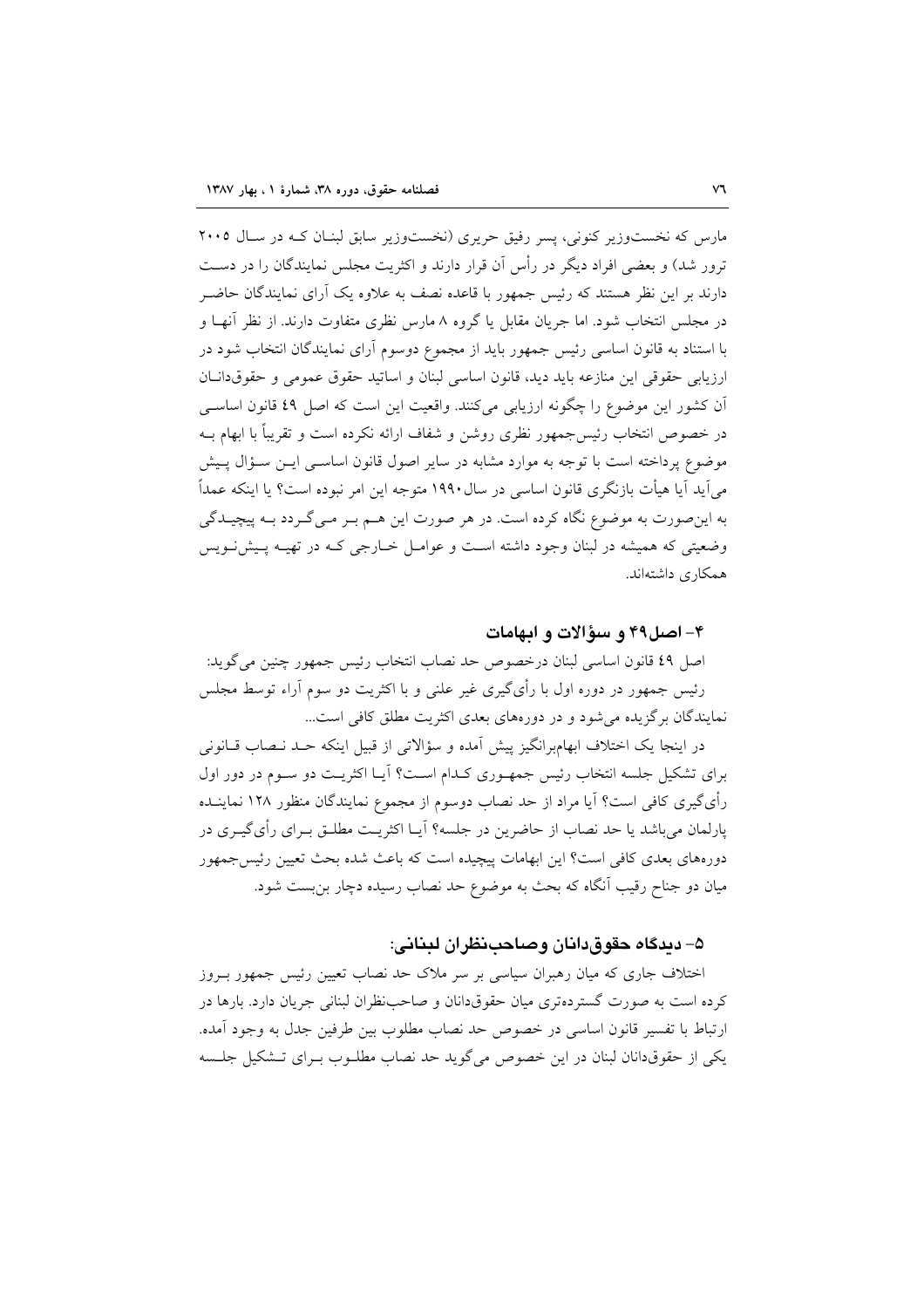مارس که نخست‌وزیر کنونی، پسر رفیق حریری (نخست‌وزیر سابق لبنان که در سال ۲۰۰۵ ترور شد) و بعضی افراد دیگر در رأس آن قرار دارند و اکثریت مجلس نمایندگان را در دست دارند بر این نظر هستند که رئیس جمهور با قاعده نصف به علاوه یک آرای نمایندگان حاضر در مجلس انتخاب شود. اما جریان مقابل یا گروه ۸ مارس نظری متفاوت دارند. از نظر آنها و با استناد به قانون اساسی رئیس جمهور باید از مجموع دوسوم آرای نمایندگان انتخاب شود در ارزیابی حقوقی این منازعه باید دید، قانون اساسی لبنان و اساتید حقوق عمومی و حقوقدانان آن کشور این موضوع را چگونه ارزیابی می‌کنند. واقعیت این است که اصل ٤٩ قانون اساسی در خصوص انتخاب رئیس‌جمهور نظری روشن و شفاف ارائه نکرده است و تقریباً با ابهام به موضوع پرداخته است با توجه به موارد مشابه در سایر اصول قانون اساسی این سؤال پیش می‌آید آیا هیأت بازنگری قانون اساسی در سال ۱۹۹۰ متوجه این امر نبوده است؟ یا اینکه عمداً به این‌صورت به موضوع نگاه کرده است. در هر صورت این هم بر می‌گردد به پیچیدگی وضعیتی که همیشه در لبنان وجود داشته است و عوامل خارجی که در تهیه پیش‌نویس همکاری داشته‌اند.

## ۴- اصل۴۹ و سؤالات و ابهامات

اصل ٤٩ قانون اساسی لبنان درخصوص حد نصاب انتخاب رئیس جمهور چنین می‌گوید:

رئیس جمهور در دوره اول با رأی‌گیری غیر علنی و با اکثریت دو سوم آراء توسط مجلس نمایندگان برگزیده می‌شود و در دوره‌های بعدی اکثریت مطلق کافی است...

در اینجا یک اختلاف ابهام‌برانگیز پیش آمده و سؤالاتی از قبیل اینکه حد نصاب قانونی برای تشکیل جلسه انتخاب رئیس جمهوری کدام است؟ آیا اکثریت دو سوم در دور اول رأی‌گیری کافی است؟ آیا مراد از حد نصاب دوسوم از مجموع نمایندگان منظور ۱۲۸ نماینده پارلمان می‌باشد یا حد نصاب از حاضرین در جلسه؟ آیا اکثریت مطلق برای رأی‌گیری در دوره‌های بعدی کافی است؟ این ابهامات پیچیده است که باعث شده بحث تعیین رئیس‌جمهور میان دو جناح رقیب آنگاه که بحث به موضوع حد نصاب رسیده دچار بن‌بست شود.

## ۵- دیدگاه حقوق‌دانان وصاحب‌نظران لبنانی:

اختلاف جاری که میان رهبران سیاسی بر سر ملاک حد نصاب تعیین رئیس جمهور بروز کرده است به صورت گسترده‌تری میان حقوق‌دانان و صاحب‌نظران لبنانی جریان دارد. بارها در ارتباط با تفسیر قانون اساسی در خصوص حد نصاب مطلوب بین طرفین جدل به وجود آمده. یکی از حقوق‌دانان لبنان در این خصوص می‌گوید حد نصاب مطلوب برای تشکیل جلسه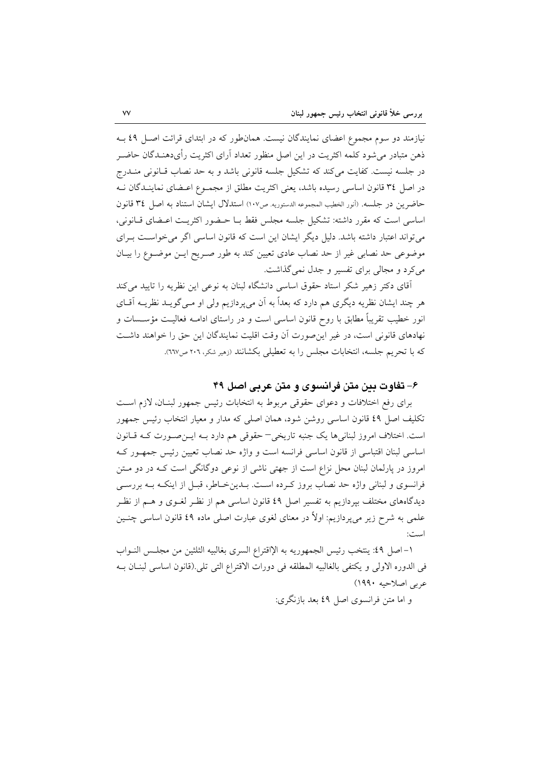نیازمند دو سوم مجموع اعضای نمایندگان نیست. همان‌طور که در ابتدای قرائت اصل ٤٩ به ذهن متبادر می‌شود کلمه اکثریت در این اصل منظور تعداد آرای اکثریت رأی‌دهندگان حاضر در جلسه نیست. کفایت می‌کند که تشکیل جلسه قانونی باشد و به حد نصاب قانونی مندرج در اصل ٣٤ قانون اساسی رسیده باشد، یعنی اکثریت مطلق از مجموع اعضای نمایندگان نه حاضرین در جلسه. (أنور الخطیب المجموعه الدستوریه. ص١٠٧) استدلال ایشان استناد به اصل ٣٤ قانون اساسی است که مقرر داشته: تشکیل جلسه مجلس فقط با حضور اکثریت اعضای قانونی، می‌تواند اعتبار داشته باشد. دلیل دیگر ایشان این است که قانون اساسی اگر می‌خواست برای موضوعی حد نصابی غیر از حد نصاب عادی تعیین کند به طور صریح این موضوع را بیان می‌کرد و مجالی برای تفسیر و جدل نمی‌گذاشت.

آقای دکتر زهیر شکر استاد حقوق اساسی دانشگاه لبنان به نوعی این نظریه را تایید می‌کند هر چند ایشان نظریه دیگری هم دارد که بعداً به آن می‌پردازیم ولی او می‌گوید نظریه آقای انور خطیب تقریباً مطابق با روح قانون اساسی است و در راستای ادامه فعالیت مؤسسات و نهادهای قانونی است، در غیر این‌صورت آن وقت اقلیت نمایندگان این حق را خواهند داشت که با تحریم جلسه، انتخابات مجلس را به تعطیلی بکشانند (زهیر شکر، ٢٠٦ ص٦٦٧).

## ۶- تفاوت بین متن فرانسوی و متن عربی اصل ۴۹

برای رفع اختلافات و دعوای حقوقی مربوط به انتخابات رئیس جمهور لبنان، لازم است تکلیف اصل ٤٩ قانون اساسی روشن شود، همان اصلی که مدار و معیار انتخاب رئیس جمهور است. اختلاف امروز لبنانی‌ها یک جنبه تاریخی– حقوقی هم دارد به این‌صورت که قانون اساسی لبنان اقتباسی از قانون اساسی فرانسه است و واژه حد نصاب تعیین رئیس جمهور که امروز در پارلمان لبنان محل نزاع است از جهتی ناشی از نوعی دوگانگی است که در دو متن فرانسوی و لبنانی واژه حد نصاب بروز کرده است. بدین‌خاطر، قبل از اینکه به بررسی دیدگاه‌های مختلف بپردازیم به تفسیر اصل ٤٩ قانون اساسی هم از نظر لغوی و هم از نظر علمی به شرح زیر می‌پردازیم: اولاً در معنای لغوی عبارت اصلی ماده ٤٩ قانون اساسی چنین است:

١- اصل ٤٩: ینتخب رئیس الجمهوریه به الإقتراع السری بغالبیه الثلثین من مجلس النواب فی الدوره الاولی و یکتفی بالغالبیه المطلقه فی دورات الاقتراع التی تلی.(قانون اساسی لبنان به عربی اصلاحیه ١٩٩٠)

و اما متن فرانسوی اصل ٤٩ بعد بازنگری: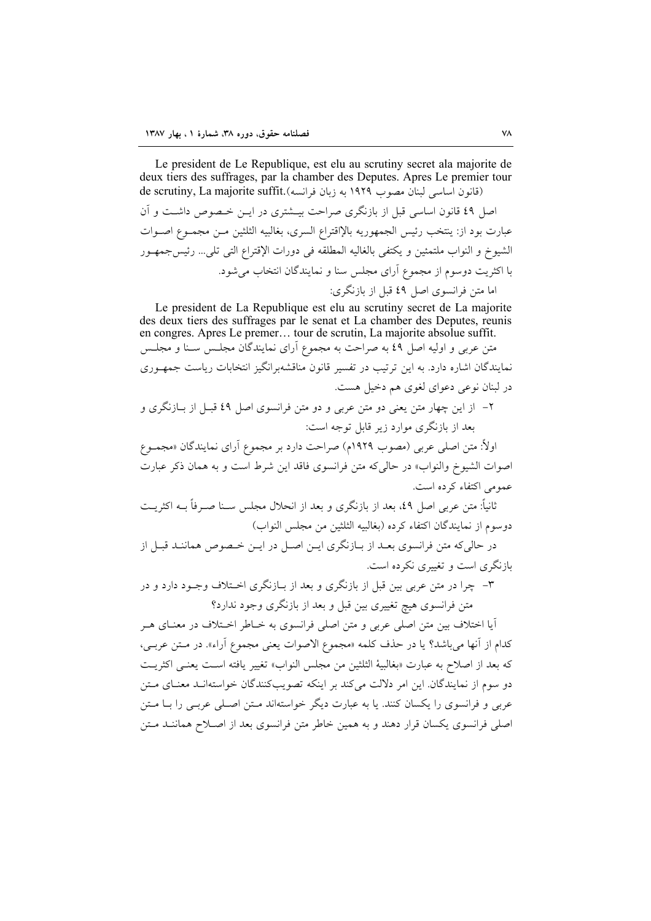Le president de Le Republique, est elu au scrutiny secret ala majorite de deux tiers des suffrages, par la chamber des Deputes. Apres Le premier tour de scrutiny, La majorite suffit.(قانون اساسی لبنان مصوب ۱۹۲۹ به زبان فرانسه)

اصل ٤٩ قانون اساسی قبل از بازنگری صراحت بیشتری در این خصوص داشت و آن عبارت بود از: ینتخب رئیس الجمهوریه بالإقتراع السری، بغالبیه الثلثین من مجموع اصوات الشیوخ و النواب ملتمئین و یکتفی بالغالیه المطلقه فی دورات الإقتراع التی تلی... رئیس‌جمهور با اکثریت دوسوم از مجموع آرای مجلس سنا و نمایندگان انتخاب می‌شود.

اما متن فرانسوی اصل ٤٩ قبل از بازنگری:

Le president de La Republique est elu au scrutiny secret de La majorite des deux tiers des suffrages par le senat et La chamber des Deputes, reunis en congres. Apres Le premer… tour de scrutin, La majorite absolue suffit.

متن عربی و اولیه اصل ٤٩ به صراحت به مجموع آرای نمایندگان مجلس سنا و مجلس نمایندگان اشاره دارد. به این ترتیب در تفسیر قانون مناقشه‌برانگیز انتخابات ریاست جمهوری در لبنان نوعی دعوای لغوی هم دخیل هست.

۲- از این چهار متن یعنی دو متن عربی و دو متن فرانسوی اصل ٤٩ قبل از بازنگری و بعد از بازنگری موارد زیر قابل توجه است:

اولاً: متن اصلی عربی (مصوب ۱۹۲۹م) صراحت دارد بر مجموع آرای نمایندگان «مجموع اصوات الشیوخ والنواب» در حالی‌که متن فرانسوی فاقد این شرط است و به همان ذکر عبارت عمومی اکتفاء کرده است.

ثانیاً: متن عربی اصل ٤٩، بعد از بازنگری و بعد از انحلال مجلس سنا صرفاً به اکثریت دوسوم از نمایندگان اکتفاء کرده (بغالبیه الثلثین من مجلس النواب)

در حالی‌که متن فرانسوی بعد از بازنگری این اصل در این خصوص همانند قبل از بازنگری است و تغییری نکرده است.

۳- چرا در متن عربی بین قبل از بازنگری و بعد از بازنگری اختلاف وجود دارد و در متن فرانسوی هیچ تغییری بین قبل و بعد از بازنگری وجود ندارد؟

آیا اختلاف بین متن اصلی عربی و متن اصلی فرانسوی به خاطر اختلاف در معنای هر کدام از آنها می‌باشد؟ یا در حذف کلمه «مجموع الاصوات یعنی مجموع آراء». در متن عربی، که بعد از اصلاح به عبارت «بغالبیهٔ الثلثین من مجلس النواب» تغییر یافته است یعنی اکثریت دو سوم از نمایندگان. این امر دلالت می‌کند بر اینکه تصویب‌کنندگان خواسته‌اند معنای متن عربی و فرانسوی را یکسان کنند. یا به عبارت دیگر خواسته‌اند متن اصلی عربی را با متن اصلی فرانسوی یکسان قرار دهند و به همین خاطر متن فرانسوی بعد از اصلاح همانند متن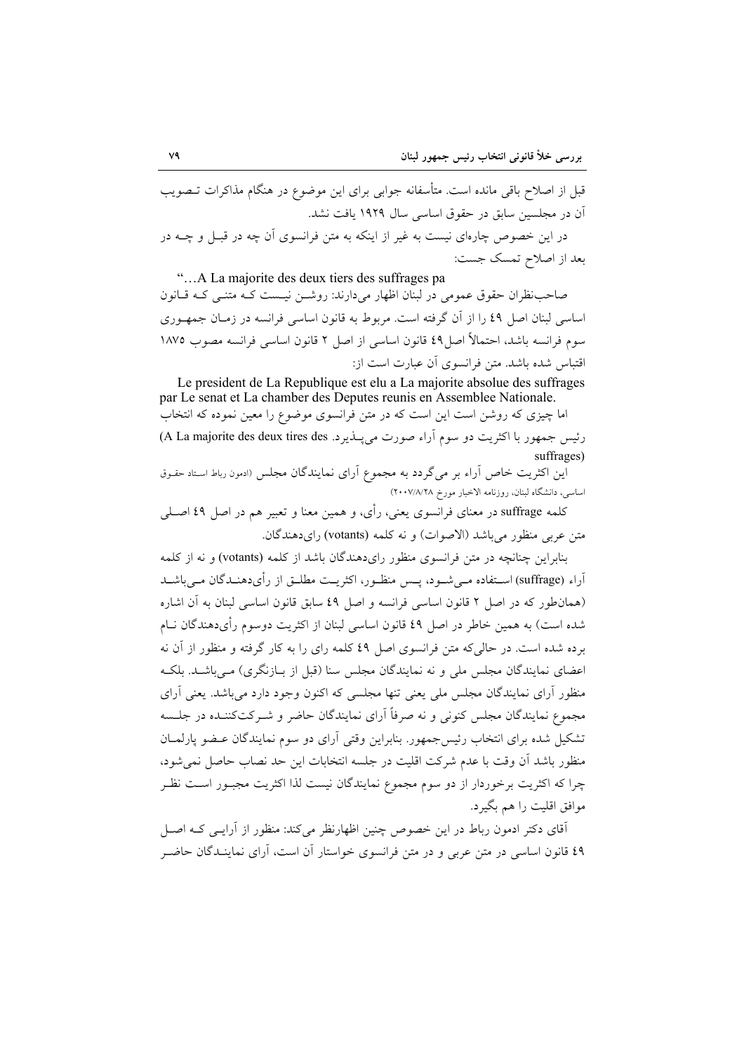قبل از اصلاح باقی مانده است. متأسفانه جوابی برای این موضوع در هنگام مذاکرات تصویب آن در مجلسین سابق در حقوق اساسی سال ۱۹۲۹ یافت نشد.

در این خصوص چاره‌ای نیست به غیر از اینکه به متن فرانسوی آن چه در قبل و چه در بعد از اصلاح تمسک جست:

"…A La majorite des deux tiers des suffrages pa

صاحب‌نظران حقوق عمومی در لبنان اظهار می‌دارند: روشن نیست که متنی که قانون اساسی لبنان اصل ٤٩ را از آن گرفته است. مربوط به قانون اساسی فرانسه در زمان جمهوری سوم فرانسه باشد، احتمالاً اصل ٤٩ قانون اساسی از اصل ۲ قانون اساسی فرانسه مصوب ۱۸۷۵ اقتباس شده باشد. متن فرانسوی آن عبارت است از:

Le president de La Republique est elu a La majorite absolue des suffrages par Le senat et La chamber des Deputes reunis en Assemblee Nationale.

اما چیزی که روشن است این است که در متن فرانسوی موضوع را معین نموده که انتخاب رئیس جمهور با اکثریت دو سوم آراء صورت می‌پذیرد. (A La majorite des deux tires des suffrages)

این اکثریت خاص آراء بر می‌گردد به مجموع آرای نمایندگان مجلس (ادمون رباط استاد حقوق اساسی، دانشگاه لبنان، روزنامه الاخبار مورخ ۲۰۰۷/۸/۲۸)

کلمه suffrage در معنای فرانسوی یعنی، رأی، و همین معنا و تعبیر هم در اصل ٤٩ اصلی متن عربی منظور می‌باشد (الاصوات) و نه کلمه (votants) رای‌دهندگان.

بنابراین چنانچه در متن فرانسوی منظور رای‌دهندگان باشد از کلمه (votants) و نه از کلمه آراء (suffrage) استفاده می‌شود، پس منظور، اکثریت مطلق از رأی‌دهندگان می‌باشد (همان‌طور که در اصل ۲ قانون اساسی فرانسه و اصل ٤٩ سابق قانون اساسی لبنان به آن اشاره شده است) به همین خاطر در اصل ٤٩ قانون اساسی لبنان از اکثریت دوسوم رأی‌دهندگان نام برده شده است. در حالی‌که متن فرانسوی اصل ٤٩ کلمه رای را به کار گرفته و منظور از آن نه اعضای نمایندگان مجلس ملی و نه نمایندگان مجلس سنا (قبل از بازنگری) می‌باشد. بلکه منظور آرای نمایندگان مجلس ملی یعنی تنها مجلسی که اکنون وجود دارد می‌باشد. یعنی آرای مجموع نمایندگان مجلس کنونی و نه صرفاً آرای نمایندگان حاضر و شرکت‌کننده در جلسه تشکیل شده برای انتخاب رئیس‌جمهور. بنابراین وقتی آرای دو سوم نمایندگان عضو پارلمان منظور باشد آن وقت با عدم شرکت اقلیت در جلسه انتخابات این حد نصاب حاصل نمی‌شود، چرا که اکثریت برخوردار از دو سوم مجموع نمایندگان نیست لذا اکثریت مجبور است نظر موافق اقلیت را هم بگیرد.

آقای دکتر ادمون رباط در این خصوص چنین اظهارنظر می‌کند: منظور از آرایی که اصل ٤٩ قانون اساسی در متن عربی و در متن فرانسوی خواستار آن است، آرای نمایندگان حاضر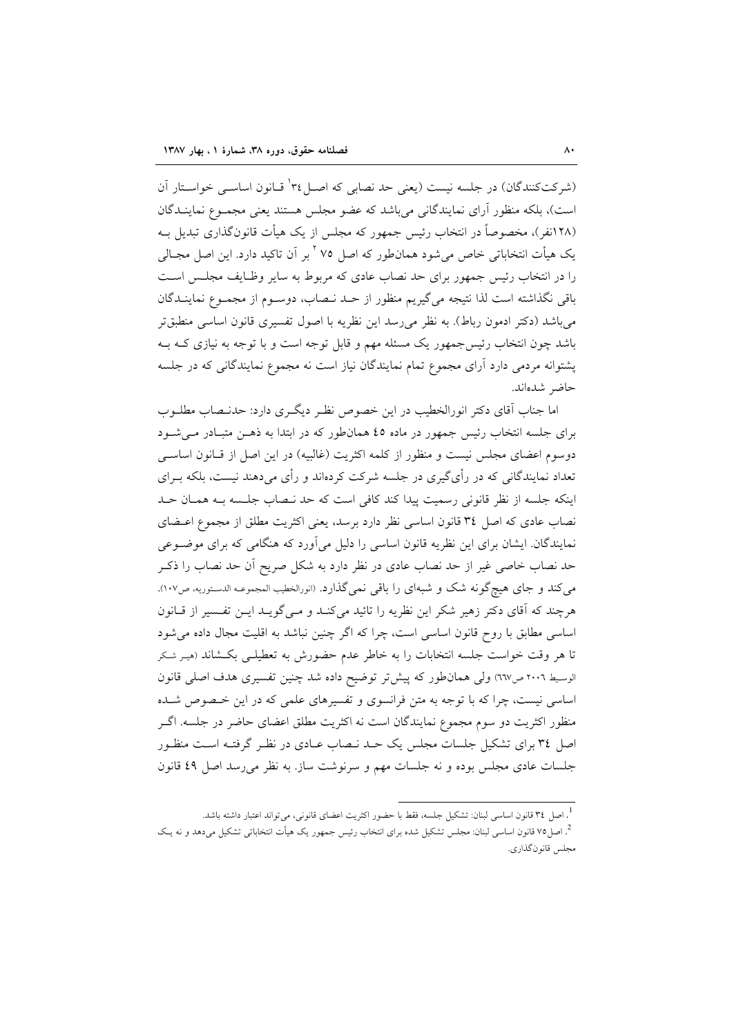(شرکت‌کنندگان) در جلسه نیست (یعنی حد نصابی که اصـل ۳۴[1] قـانون اساسـی خواسـتار آن است)، بلکه منظور آرای نمایندگانی می‌باشد که عضو مجلس هستند یعنی مجمـوع نماینـدگان (۱۲۸نفر)، مخصوصاً در انتخاب رئیس جمهور که مجلس از یک هیأت قانون‌گذاری تبدیل بـه یک هیأت انتخاباتی خاص می‌شود همان‌طور که اصل ۷۵ [2] بر آن تاکید دارد. این اصل مجـالی را در انتخاب رئیس جمهور برای حد نصاب عادی که مربوط به سایر وظـایف مجلـس اسـت باقی نگذاشته است لذا نتیجه می‌گیریم منظور از حـد نـصاب، دوسـوم از مجمـوع نماینـدگان می‌باشد (دکتر ادمون رباط). به نظر می‌رسد این نظریه با اصول تفسیری قانون اساسی منطبق‌تر باشد چون انتخاب رئیس‌جمهور یک مسئله مهم و قابل توجه است و با توجه به نیازی کـه بـه پشتوانه مردمی دارد آرای مجموع تمام نمایندگان نیاز است نه مجموع نمایندگانی که در جلسه حاضر شده‌اند.

اما جناب آقای دکتر انورالخطیب در این خصوص نظـر دیگـری دارد: حدنـصاب مطلـوب برای جلسه انتخاب رئیس جمهور در ماده ٤٥ همان‌طور که در ابتدا به ذهـن متبـادر مـی‌شـود دوسوم اعضای مجلس نیست و منظور از کلمه اکثریت (غالبیه) در این اصل از قـانون اساسـی تعداد نمایندگانی که در رأی‌گیری که در جلسه شرکت کرده‌اند و رأی می‌دهند نیست، بلکه بـرای اینکه جلسه از نظر قانونی رسمیت پیدا کند کافی است که حد نـصاب جلـسه بـه همـان حـد نصاب عادی که اصل ۳٤ قانون اساسی نظر دارد برسد، یعنی اکثریت مطلق از مجموع اعـضای نمایندگان. ایشان برای این نظریه قانون اساسی را دلیل می‌آورد که هنگامی که برای موضـوعی حد نصاب خاصی غیر از حد نصاب عادی در نظر دارد به شکل صریح آن حد نصاب را ذکـر می‌کند و جای هیچ‌گونه شک و شبهه‌ای را باقی نمی‌گذارد. (انورالخطیب المجموعه الدستوریه، ص۱۰۷).
هرچند که آقای دکتر زهیر شکر این نظریه را تائید می‌کنـد و مـی‌گویـد ایـن تفـسیر از قـانون اساسی مطابق با روح قانون اساسی است، چرا که اگر چنین نباشد به اقلیت مجال داده می‌شود تا هر وقت خواست جلسه انتخابات را به خاطر عدم حضورش به تعطیلـی بکـشاند (هیر شکر الوسیط ۲۰۰٦ ص٦٦٧) ولی همان‌طور که پیش‌تر توضیح داده شد چنین تفسیری هدف اصلی قانون اساسی نیست، چرا که با توجه به متن فرانسوی و تفسیرهای علمی که در این خـصوص شـده منظور اکثریت دو سوم مجموع نمایندگان است نه اکثریت مطلق اعضای حاضر در جلسه. اگـر اصل ۳٤ برای تشکیل جلسات مجلس یک حـد نـصاب عـادی در نظـر گرفتـه اسـت منظـور جلسات عادی مجلس بوده و نه جلسات مهم و سرنوشت ساز. به نظر می‌رسد اصل ٤٩ قانون

---

[1]. اصل ۳٤ قانون اساسی لبنان: تشکیل جلسه، فقط با حضور اکثریت اعضای قانونی، می‌تواند اعتبار داشته باشد.

[2]. اصل ۷۵ قانون اساسی لبنان: مجلس تشکیل شده برای انتخاب رئیس جمهور یک هیأت انتخاباتی تشکیل می‌دهد و نه یـک مجلس قانون‌گذاری.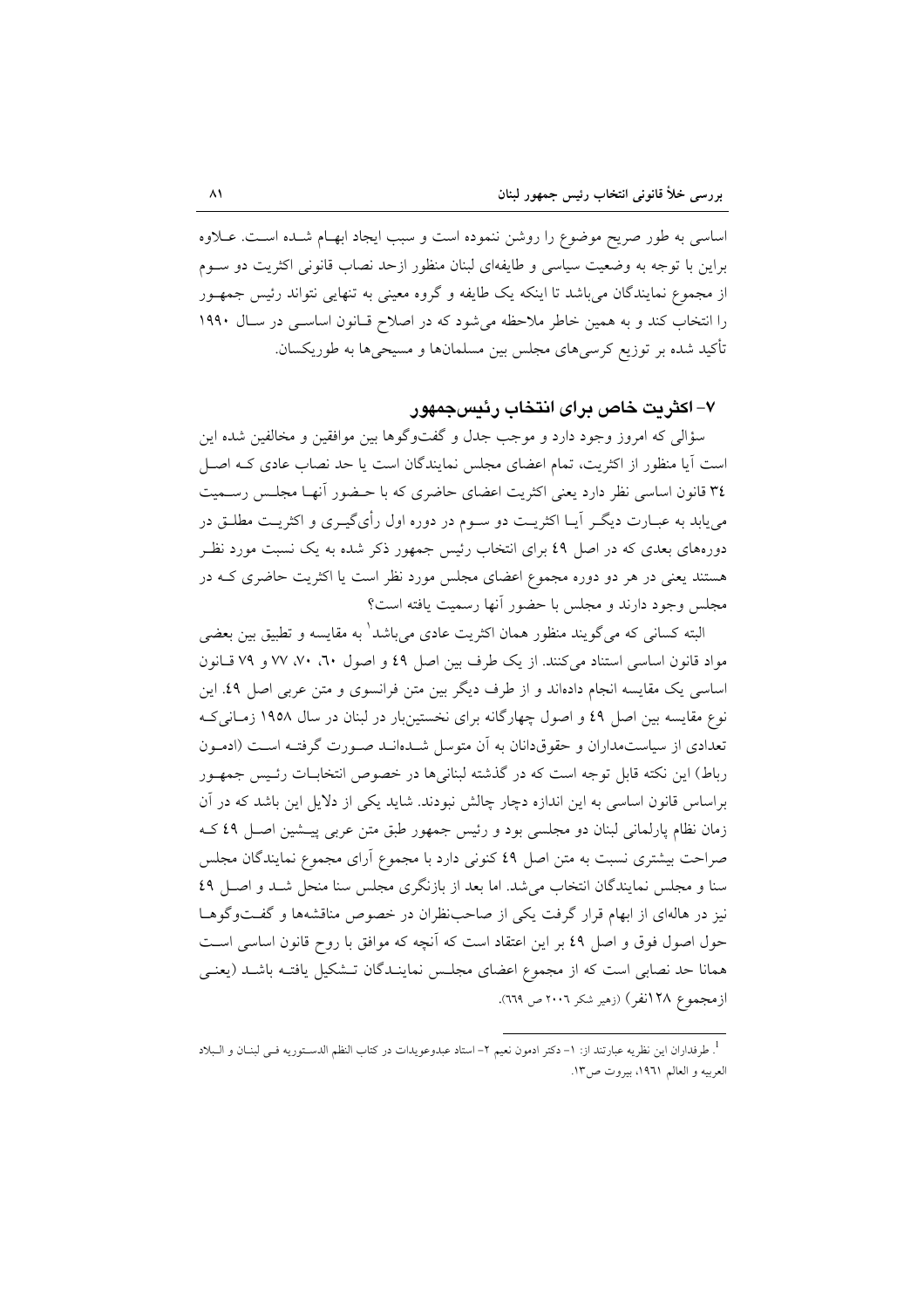اساسی به طور صریح موضوع را روشن ننموده است و سبب ایجاد ابهام شده است. علاوه براین با توجه به وضعیت سیاسی و طایفه‌ای لبنان منظور ازحد نصاب قانونی اکثریت دو سوم از مجموع نمایندگان می‌باشد تا اینکه یک طایفه و گروه معینی به تنهایی نتواند رئیس جمهور را انتخاب کند و به همین خاطر ملاحظه می‌شود که در اصلاح قانون اساسی در سال ۱۹۹۰ تأکید شده بر توزیع کرسی‌های مجلس بین مسلمان‌ها و مسیحی‌ها به طوریکسان.

## ۷- اکثریت خاص برای انتخاب رئیس‌جمهور

سؤالی که امروز وجود دارد و موجب جدل و گفت‌وگوها بین موافقین و مخالفین شده این است آیا منظور از اکثریت، تمام اعضای مجلس نمایندگان است یا حد نصاب عادی که اصل ٣٤ قانون اساسی نظر دارد یعنی اکثریت اعضای حاضری که با حضور آنها مجلس رسمیت می‌یابد به عبارت دیگر آیا اکثریت دو سوم در دوره اول رأی‌گیری و اکثریت مطلق در دوره‌های بعدی که در اصل ٤٩ برای انتخاب رئیس جمهور ذکر شده به یک نسبت مورد نظر هستند یعنی در هر دو دوره مجموع اعضای مجلس مورد نظر است یا اکثریت حاضری که در مجلس وجود دارند و مجلس با حضور آنها رسمیت یافته است؟

البته کسانی که می‌گویند منظور همان اکثریت عادی می‌باشد[1] به مقایسه و تطبیق بین بعضی مواد قانون اساسی استناد می‌کنند. از یک طرف بین اصل ٤٩ و اصول ٦٠، ٧٠، ٧٧ و ٧٩ قانون اساسی یک مقایسه انجام داده‌اند و از طرف دیگر بین متن فرانسوی و متن عربی اصل ٤٩. این نوع مقایسه بین اصل ٤٩ و اصول چهارگانه برای نخستین‌بار در لبنان در سال ١٩٥٨ زمانی‌که تعدادی از سیاستمداران و حقوقدانان به آن متوسل شده‌اند صورت گرفته است (ادمون رباط) این نکته قابل توجه است که در گذشته لبنانی‌ها در خصوص انتخابات رئیس جمهور براساس قانون اساسی به این اندازه دچار چالش نبودند. شاید یکی از دلایل این باشد که در آن زمان نظام پارلمانی لبنان دو مجلسی بود و رئیس جمهور طبق متن عربی پیشین اصل ٤٩ که صراحت بیشتری نسبت به متن اصل ٤٩ کنونی دارد با مجموع آرای مجموع نمایندگان مجلس سنا و مجلس نمایندگان انتخاب می‌شد. اما بعد از بازنگری مجلس سنا منحل شد و اصل ٤٩ نیز در هاله‌ای از ابهام قرار گرفت یکی از صاحب‌نظران در خصوص مناقشه‌ها و گفت‌وگوها حول اصول فوق و اصل ٤٩ بر این اعتقاد است که آنچه که موافق با روح قانون اساسی است همانا حد نصابی است که از مجموع اعضای مجلس نمایندگان تشکیل یافته باشد (یعنی ازمجموع ١٢٨نفر) (زهیر شکر ٢٠٠٦ ص ٦٦٩).

---

[1]. طرفداران این نظریه عبارتند از: ١- دکتر ادمون نعیم ٢- استاد عبدوعویدات در کتاب النظم الدستوریه فی لبنان و البلاد العربیه و العالم ١٩٦١، بیروت ص١٣.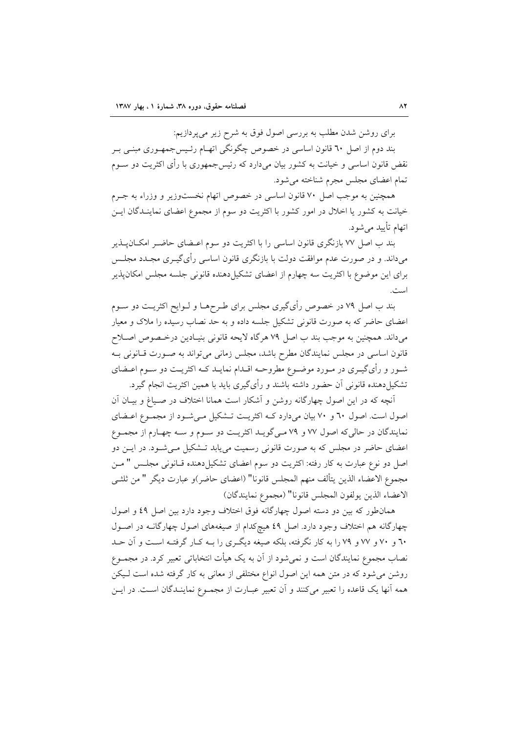برای روشن شدن مطلب به بررسی اصول فوق به شرح زیر می‌پردازیم:

بند دوم از اصل ٦٠ قانون اساسی در خصوص چگونگی اتهام رئیس‌جمهوری مبنی بر نقض قانون اساسی و خیانت به کشور بیان می‌دارد که رئیس‌جمهوری با رأی اکثریت دو سوم تمام اعضای مجلس مجرم شناخته می‌شود.

همچنین به موجب اصل ٧٠ قانون اساسی در خصوص اتهام نخست‌وزیر و وزراء به جرم خیانت به کشور یا اخلال در امور کشور با اکثریت دو سوم از مجموع اعضای نمایندگان این اتهام تأیید می‌شود.

بند ب اصل ٧٧ بازنگری قانون اساسی را با اکثریت دو سوم اعضای حاضر امکان‌پذیر می‌داند. و در صورت عدم موافقت دولت با بازنگری قانون اساسی رأی‌گیری مجدد مجلس برای این موضوع با اکثریت سه چهارم از اعضای تشکیل‌دهنده قانونی جلسه مجلس امکان‌پذیر است.

بند ب اصل ٧٩ در خصوص رأی‌گیری مجلس برای طرح‌ها و لوایح اکثریت دو سوم اعضای حاضر که به صورت قانونی تشکیل جلسه داده و به حد نصاب رسیده را ملاک و معیار می‌داند. همچنین به موجب بند ب اصل ٧٩ هرگاه لایحه قانونی بنیادین درخصوص اصلاح قانون اساسی در مجلس نمایندگان مطرح باشد، مجلس زمانی می‌تواند به صورت قانونی به شور و رأی‌گیری در مورد موضوع مطروحه اقدام نماید که اکثریت دو سوم اعضای تشکیل‌دهنده قانونی آن حضور داشته باشند و رأی‌گیری باید با همین اکثریت انجام گیرد.

آنچه که در این اصول چهارگانه روشن و آشکار است همانا اختلاف در صیاغ و بیان آن اصول است. اصول ٦٠ و ٧٠ بیان می‌دارد که اکثریت تشکیل می‌شود از مجموع اعضای نمایندگان در حالی‌که اصول ٧٧ و ٧٩ می‌گوید اکثریت دو سوم و سه چهارم از مجموع اعضای حاضر در مجلس که به صورت قانونی رسمیت می‌یابد تشکیل می‌شود. در این دو اصل دو نوع عبارت به کار رفته: اکثریت دو سوم اعضای تشکیل‌دهنده قانونی مجلس " من مجموع الاعضاء الذین یتألف منهم المجلس قانونا" (اعضای حاضر)و عبارت دیگر " من ثلثی الاعضاء الذین یولفون المجلس قانونا" (مجموع نمایندگان)

همان‌طور که بین دو دسته اصول چهارگانه فوق اختلاف وجود دارد بین اصل ٤٩ و اصول چهارگانه هم اختلاف وجود دارد. اصل ٤٩ هیچ‌کدام از صیغه‌های اصول چهارگانه در اصول ٦٠ و ٧٠ و ٧٧ و ٧٩ را به کار نگرفته، بلکه صیغه دیگری را به کار گرفته است و آن حد نصاب مجموع نمایندگان است و نمی‌شود از آن به یک هیأت انتخاباتی تعبیر کرد. در مجموع روشن می‌شود که در متن همه این اصول انواع مختلفی از معانی به کار گرفته شده است لیکن همه آنها یک قاعده را تعبیر می‌کنند و آن تعبیر عبارت از مجموع نمایندگان است. در این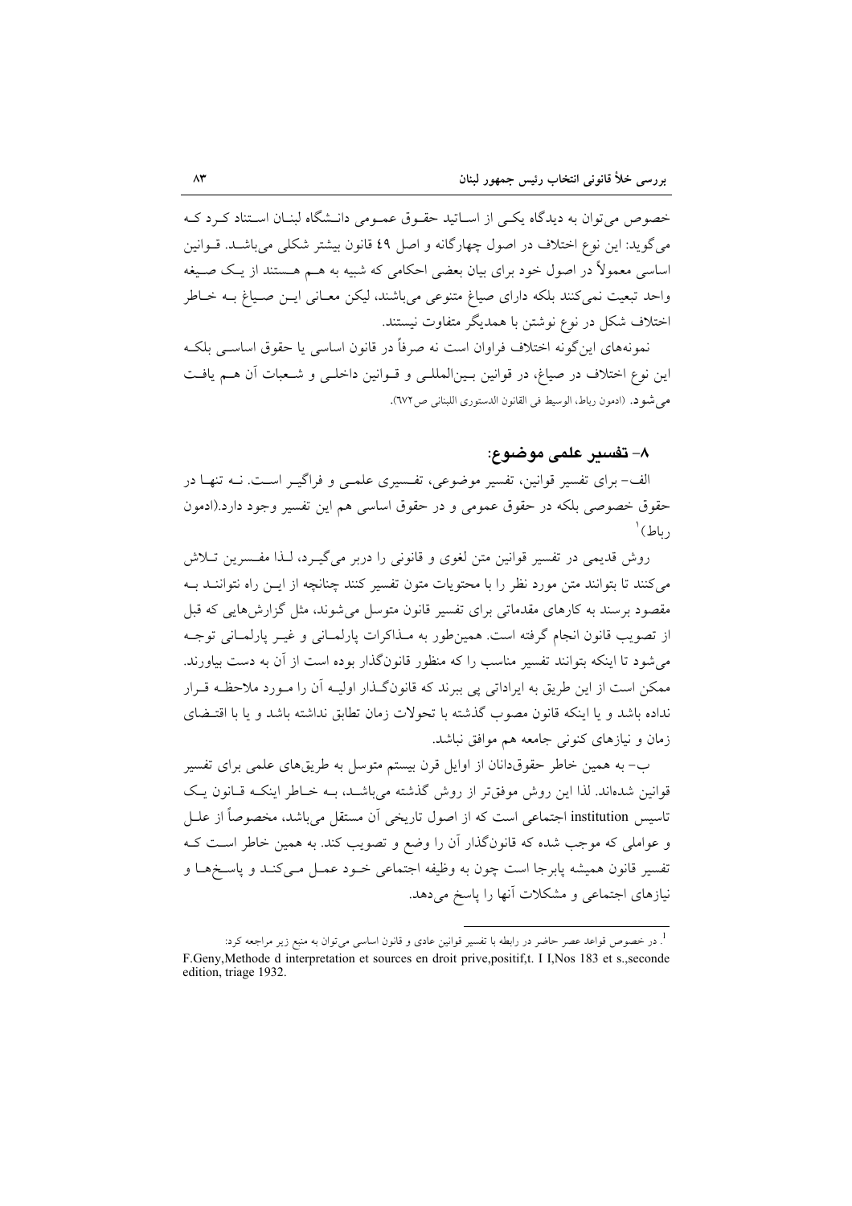خصوص می‌توان به دیدگاه یکی از اساتید حقوق عمومی دانشگاه لبنان استناد کرد که می‌گوید: این نوع اختلاف در اصول چهارگانه و اصل ٤٩ قانون بیشتر شکلی می‌باشد. قوانین اساسی معمولاً در اصول خود برای بیان بعضی احکامی که شبیه به هم هستند از یک صیغه واحد تبعیت نمی‌کنند بلکه دارای صیاغ متنوعی می‌باشند، لیکن معانی این صیاغ به خاطر اختلاف شکل در نوع نوشتن با همدیگر متفاوت نیستند.

نمونه‌های این‌گونه اختلاف فراوان است نه صرفاً در قانون اساسی یا حقوق اساسی بلکه این نوع اختلاف در صیاغ، در قوانین بین‌المللی و قوانین داخلی و شعبات آن هم یافت می‌شود. (ادمون رباط، الوسیط فی القانون الدستوری اللبنانی ص٦٧٢).

## ٨- تفسیر علمی موضوع:

الف- برای تفسیر قوانین، تفسیر موضوعی، تفسیری علمی و فراگیر است. نه تنها در حقوق خصوصی بلکه در حقوق عمومی و در حقوق اساسی هم این تفسیر وجود دارد.(ادمون رباط)[1]

روش قدیمی در تفسیر قوانین متن لغوی و قانونی را دربر می‌گیرد، لذا مفسرین تلاش می‌کنند تا بتوانند متن مورد نظر را با محتویات متون تفسیر کنند چنانچه از این راه نتوانند به مقصود برسند به کارهای مقدماتی برای تفسیر قانون متوسل می‌شوند، مثل گزارش‌هایی که قبل از تصویب قانون انجام گرفته است. همین‌طور به مذاکرات پارلمانی و غیر پارلمانی توجه می‌شود تا اینکه بتوانند تفسیر مناسب را که منظور قانون‌گذار بوده است از آن به دست بیاورند. ممکن است از این طریق به ایراداتی پی ببرند که قانون‌گذار اولیه آن را مورد ملاحظه قرار نداده باشد و یا اینکه قانون مصوب گذشته با تحولات زمان تطابق نداشته باشد و یا با اقتضای زمان و نیازهای کنونی جامعه هم موافق نباشد.

ب- به همین خاطر حقوق‌دانان از اوایل قرن بیستم متوسل به طریق‌های علمی برای تفسیر قوانین شده‌اند. لذا این روش موفق‌تر از روش گذشته می‌باشد، به خاطر اینکه قانون یک تاسیس institution اجتماعی است که از اصول تاریخی آن مستقل می‌باشد، مخصوصاً از علل و عواملی که موجب شده که قانون‌گذار آن را وضع و تصویب کند. به همین خاطر است که تفسیر قانون همیشه پابرجا است چون به وظیفه اجتماعی خود عمل می‌کند و پاسخ‌ها و نیازهای اجتماعی و مشکلات آنها را پاسخ می‌دهد.

---

[1]. در خصوص قواعد عصر حاضر در رابطه با تفسیر قوانین عادی و قانون اساسی می‌توان به منبع زیر مراجعه کرد:
F.Geny,Methode d interpretation et sources en droit prive,positif,t. I I,Nos 183 et s.,seconde edition, triage 1932.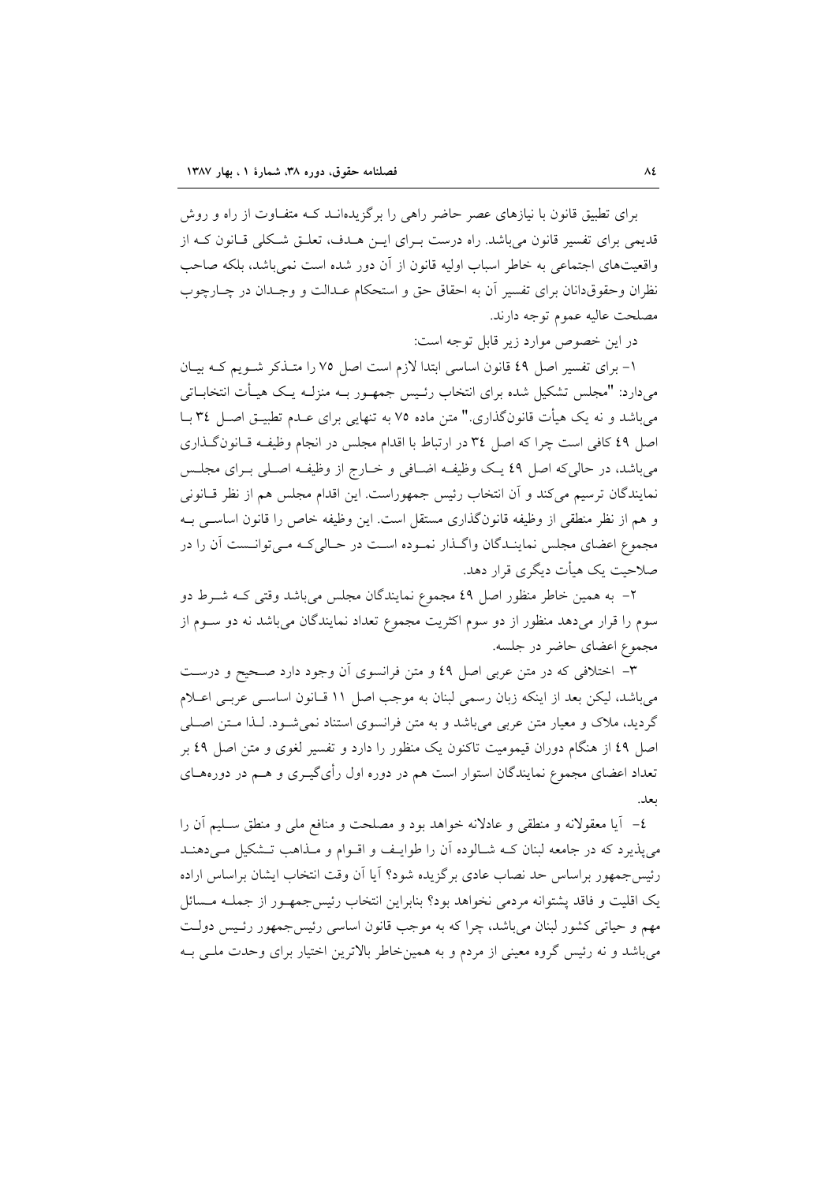برای تطبیق قانون با نیازهای عصر حاضر راهی را برگزیده‌اند کـه متفـاوت از راه و روش قدیمی برای تفسیر قانون می‌باشد. راه درست بـرای ایـن هـدف، تعلـق شـکلی قـانون کـه از واقعیت‌های اجتماعی به خاطر اسباب اولیه قانون از آن دور شده است نمی‌باشد، بلکه صاحب نظران وحقوقدانان برای تفسیر آن به احقاق حق و استحکام عـدالت و وجـدان در چـارچوب مصلحت عالیه عموم توجه دارند.

در این خصوص موارد زیر قابل توجه است:

۱- برای تفسیر اصل ٤٩ قانون اساسی ابتدا لازم است اصل ۷۵ را متـذکر شـویم کـه بیـان می‌دارد: "مجلس تشکیل شده برای انتخاب رئـیس جمهـور بـه منزلـه یـک هیـأت انتخابـاتی می‌باشد و نه یک هیأت قانونگذاری." متن ماده ۷۵ به تنهایی برای عـدم تطبیـق اصـل ٣٤ بـا اصل ٤٩ کافی است چرا که اصل ٣٤ در ارتباط با اقدام مجلس در انجام وظیفـه قـانونگـذاری می‌باشد، در حالی‌که اصل ٤٩ یـک وظیفـه اضـافی و خـارج از وظیفـه اصـلی بـرای مجلـس نمایندگان ترسیم می‌کند و آن انتخاب رئیس جمهوراست. این اقدام مجلس هم از نظر قـانونی و هم از نظر منطقی از وظیفه قانونگذاری مستقل است. این وظیفه خاص را قانون اساسـی بـه مجموع اعضای مجلس نماینـدگان واگـذار نمـوده اسـت در حـالی‌کـه مـی‌توانسـت آن را در صلاحیت یک هیأت دیگری قرار دهد.

۲- به همین خاطر منظور اصل ٤٩ مجموع نمایندگان مجلس می‌باشد وقتی کـه شـرط دو سوم را قرار می‌دهد منظور از دو سوم اکثریت مجموع تعداد نمایندگان می‌باشد نه دو سـوم از مجموع اعضای حاضر در جلسه.

۳- اختلافی که در متن عربی اصل ٤٩ و متن فرانسوی آن وجود دارد صـحیح و درسـت می‌باشد، لیکن بعد از اینکه زبان رسمی لبنان به موجب اصل ۱۱ قـانون اساسـی عربـی اعـلام گردید، ملاک و معیار متن عربی می‌باشد و به متن فرانسوی استناد نمی‌شـود. لـذا مـتن اصـلی اصل ٤٩ از هنگام دوران قیمومیت تاکنون یک منظور را دارد و تفسیر لغوی و متن اصل ٤٩ بر تعداد اعضای مجموع نمایندگان استوار است هم در دوره اول رأی‌گیـری و هـم در دوره‌هـای بعد.

٤- آیا معقولانه و منطقی و عادلانه خواهد بود و مصلحت و منافع ملی و منطق سـلیم آن را می‌پذیرد که در جامعه لبنان کـه شـالوده آن را طوایـف و اقـوام و مـذاهب تـشکیل مـی‌دهنـد رئیس‌جمهور براساس حد نصاب عادی برگزیده شود؟ آیا آن وقت انتخاب ایشان براساس اراده یک اقلیت و فاقد پشتوانه مردمی نخواهد بود؟ بنابراین انتخاب رئیس‌جمهـور از جملـه مـسائل مهم و حیاتی کشور لبنان می‌باشد، چرا که به موجب قانون اساسی رئیس‌جمهور رئـیس دولـت می‌باشد و نه رئیس گروه معینی از مردم و به همین‌خاطر بالاترین اختیار برای وحدت ملـی بـه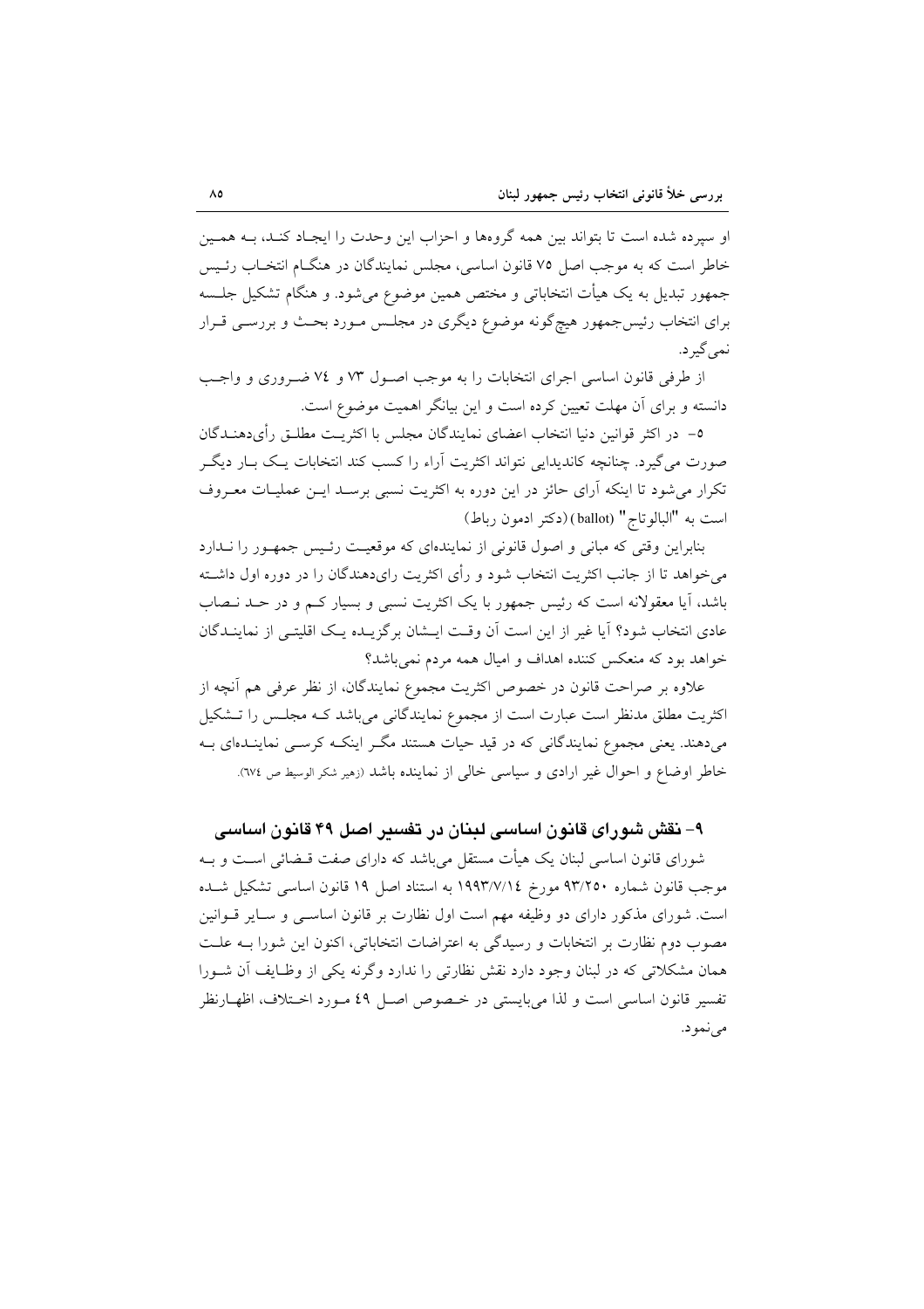او سپرده شده است تا بتواند بین همه گروه‌ها و احزاب این وحدت را ایجاد کند، به همین خاطر است که به موجب اصل ۷۵ قانون اساسی، مجلس نمایندگان در هنگام انتخاب رئیس جمهور تبدیل به یک هیأت انتخاباتی و مختص همین موضوع می‌شود. و هنگام تشکیل جلسه برای انتخاب رئیس‌جمهور هیچ‌گونه موضوع دیگری در مجلس مورد بحث و بررسی قرار نمی‌گیرد.

از طرفی قانون اساسی اجرای انتخابات را به موجب اصول ۷۳ و ٧٤ ضروری و واجب دانسته و برای آن مهلت تعیین کرده است و این بیانگر اهمیت موضوع است.

٥- در اکثر قوانین دنیا انتخاب اعضای نمایندگان مجلس با اکثریت مطلق رأی‌دهندگان صورت می‌گیرد. چنانچه کاندیدایی نتواند اکثریت آراء را کسب کند انتخابات یک بار دیگر تکرار می‌شود تا اینکه آرای حائز در این دوره به اکثریت نسبی برسد این عملیات معروف است به "البالوتاج" (ballot) (دکتر ادمون رباط)

بنابراین وقتی که مبانی و اصول قانونی از نماینده‌ای که موقعیت رئیس جمهور را ندارد می‌خواهد تا از جانب اکثریت انتخاب شود و رأی اکثریت رای‌دهندگان را در دوره اول داشته باشد، آیا معقولانه است که رئیس جمهور با یک اکثریت نسبی و بسیار کم و در حد نصاب عادی انتخاب شود؟ آیا غیر از این است آن وقت ایشان برگزیده یک اقلیتی از نمایندگان خواهد بود که منعکس کننده اهداف و امیال همه مردم نمی‌باشد؟

علاوه بر صراحت قانون در خصوص اکثریت مجموع نمایندگان، از نظر عرفی هم آنچه از اکثریت مطلق مدنظر است عبارت است از مجموع نمایندگانی می‌باشد که مجلس را تشکیل می‌دهند. یعنی مجموع نمایندگانی که در قید حیات هستند مگر اینکه کرسی نماینده‌ای به خاطر اوضاع و احوال غیر ارادی و سیاسی خالی از نماینده باشد (زهیر شکر الوسیط ص ٦٧٤).

## ۹- نقش شورای قانون اساسی لبنان در تفسیر اصل ۴۹ قانون اساسی

شورای قانون اساسی لبنان یک هیأت مستقل می‌باشد که دارای صفت قضائی است و به موجب قانون شماره ۹۳/۲۵۰ مورخ ۱۹۹۳/۷/۱٤ به استناد اصل ۱۹ قانون اساسی تشکیل شده است. شورای مذکور دارای دو وظیفه مهم است اول نظارت بر قانون اساسی و سایر قوانین مصوب دوم نظارت بر انتخابات و رسیدگی به اعتراضات انتخاباتی، اکنون این شورا به علت همان مشکلاتی که در لبنان وجود دارد نقش نظارتی را ندارد وگرنه یکی از وظایف آن شورا تفسیر قانون اساسی است و لذا می‌بایستی در خصوص اصل ٤٩ مورد اختلاف، اظهارنظر می‌نمود.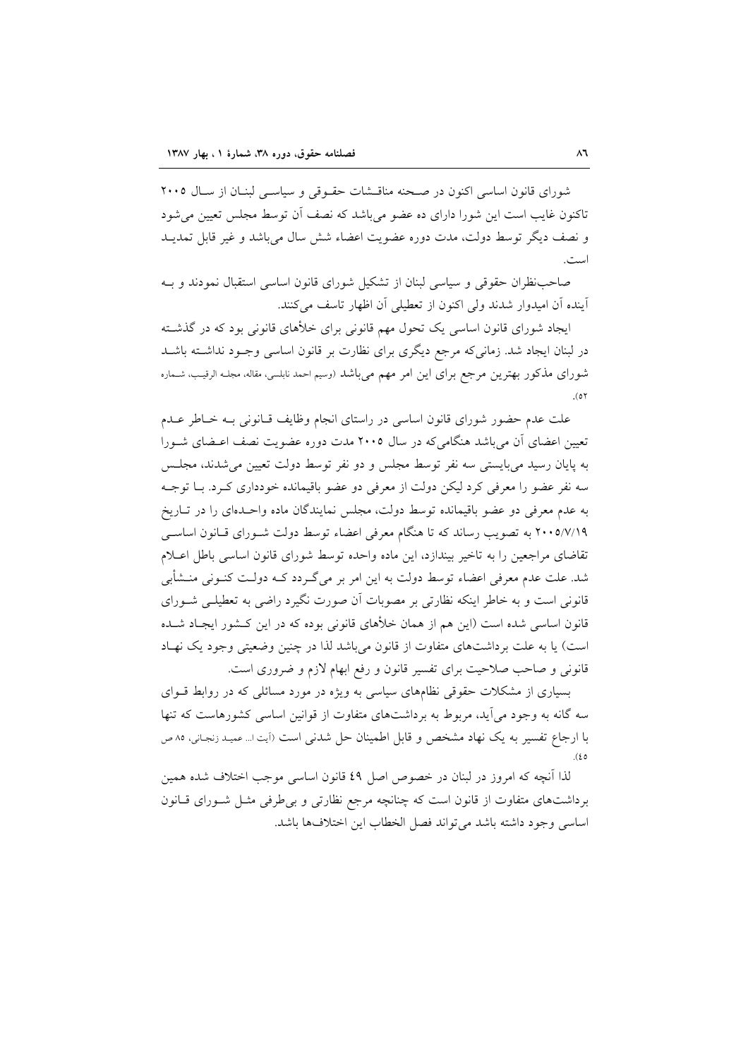شورای قانون اساسی اکنون در صحنه مناقشات حقوقی و سیاسی لبنان از سال ۲۰۰۵ تاکنون غایب است این شورا دارای ده عضو می‌باشد که نصف آن توسط مجلس تعیین می‌شود و نصف دیگر توسط دولت، مدت دوره عضویت اعضاء شش سال می‌باشد و غیر قابل تمدید است.

صاحب‌نظران حقوقی و سیاسی لبنان از تشکیل شورای قانون اساسی استقبال نمودند و به آینده آن امیدوار شدند ولی اکنون از تعطیلی آن اظهار تاسف می‌کنند.

ایجاد شورای قانون اساسی یک تحول مهم قانونی برای خلأهای قانونی بود که در گذشته در لبنان ایجاد شد. زمانی‌که مرجع دیگری برای نظارت بر قانون اساسی وجود نداشته باشد شورای مذکور بهترین مرجع برای این امر مهم می‌باشد (وسیم احمد نابلسی، مقاله، مجله الرقیب، شماره ۵۲).

علت عدم حضور شورای قانون اساسی در راستای انجام وظایف قانونی به خاطر عدم تعیین اعضای آن می‌باشد هنگامی‌که در سال ۲۰۰۵ مدت دوره عضویت نصف اعضای شورا به پایان رسید می‌بایستی سه نفر توسط مجلس و دو نفر توسط دولت تعیین می‌شدند، مجلس سه نفر عضو را معرفی کرد لیکن دولت از معرفی دو عضو باقیمانده خودداری کرد. با توجه به عدم معرفی دو عضو باقیمانده توسط دولت، مجلس نمایندگان ماده واحده‌ای را در تاریخ ۲۰۰۵/۷/۱۹ به تصویب رساند که تا هنگام معرفی اعضاء توسط دولت شورای قانون اساسی تقاضای مراجعین را به تاخیر بیندازد، این ماده واحده توسط شورای قانون اساسی باطل اعلام شد. علت عدم معرفی اعضاء توسط دولت به این امر بر می‌گردد که دولت کنونی منشأبی قانونی است و به خاطر اینکه نظارتی بر مصوبات آن صورت نگیرد راضی به تعطیلی شورای قانون اساسی شده است (این هم از همان خلأهای قانونی بوده که در این کشور ایجاد شده است) یا به علت برداشت‌های متفاوت از قانون می‌باشد لذا در چنین وضعیتی وجود یک نهاد قانونی و صاحب صلاحیت برای تفسیر قانون و رفع ابهام لازم و ضروری است.

بسیاری از مشکلات حقوقی نظام‌های سیاسی به ویژه در مورد مسائلی که در روابط قوای سه گانه به وجود می‌آید، مربوط به برداشت‌های متفاوت از قوانین اساسی کشورهاست که تنها با ارجاع تفسیر به یک نهاد مشخص و قابل اطمینان حل شدنی است (آیت ا... عمید زنجانی، ۸۵ ص ۴۵).

لذا آنچه که امروز در لبنان در خصوص اصل ٤٩ قانون اساسی موجب اختلاف شده همین برداشت‌های متفاوت از قانون است که چنانچه مرجع نظارتی و بی‌طرفی مثل شورای قانون اساسی وجود داشته باشد می‌تواند فصل الخطاب این اختلاف‌ها باشد.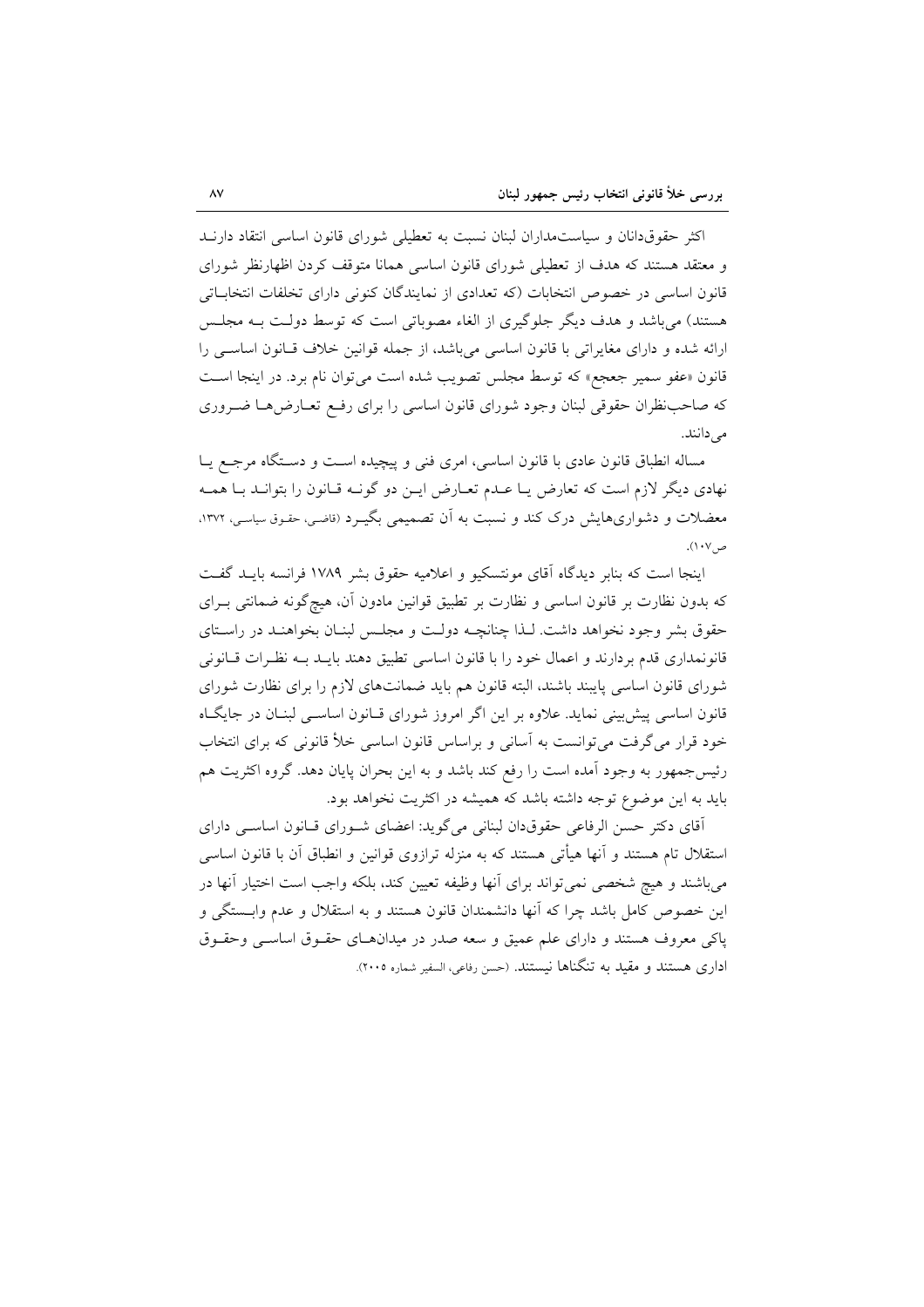اکثر حقوق‌دانان و سیاست‌مداران لبنان نسبت به تعطیلی شورای قانون اساسی انتقاد دارنـد و معتقد هستند که هدف از تعطیلی شورای قانون اساسی همانا متوقف کردن اظهارنظر شورای قانون اساسی در خصوص انتخابات (که تعدادی از نمایندگان کنونی دارای تخلفات انتخاباتی هستند) می‌باشد و هدف دیگر جلوگیری از الغاء مصوباتی است که توسط دولـت بـه مجلـس ارائه شده و دارای مغایراتی با قانون اساسی می‌باشد، از جمله قوانین خلاف قـانون اساسـی را قانون «عفو سمیر جعجع» که توسط مجلس تصویب شده است می‌توان نام برد. در اینجا اسـت که صاحب‌نظران حقوقی لبنان وجود شورای قانون اساسی را برای رفـع تعـارض‌هـا ضـروری می‌دانند.

مساله انطباق قانون عادی با قانون اساسی، امری فنی و پیچیده اسـت و دسـتگاه مرجـع یـا نهادی دیگر لازم است که تعارض یـا عـدم تعـارض ایـن دو گونـه قـانون را بتوانـد بـا همـه معضلات و دشواری‌هایش درک کند و نسبت به آن تصمیمی بگیـرد (قاضـی، حقـوق سیاسـی، ۱۳۷۲، ص۱۰۷).

اینجا است که بنابر دیدگاه آقای مونتسکیو و اعلامیه حقوق بشر ۱۷۸۹ فرانسه بایـد گفـت که بدون نظارت بر قانون اساسی و نظارت بر تطبیق قوانین مادون آن، هیچ‌گونه ضمانتی بـرای حقوق بشر وجود نخواهد داشت. لـذا چنانچـه دولـت و مجلـس لبنـان بخواهنـد در راسـتای قانونمداری قدم بردارند و اعمال خود را با قانون اساسی تطبیق دهند بایـد بـه نظـرات قـانونی شورای قانون اساسی پایبند باشند، البته قانون هم باید ضمانت‌های لازم را برای نظارت شورای قانون اساسی پیش‌بینی نماید. علاوه بر این اگر امروز شورای قـانون اساسـی لبنـان در جایگـاه خود قرار می‌گرفت می‌توانست به آسانی و براساس قانون اساسی خلأ قانونی که برای انتخاب رئیس‌جمهور به وجود آمده است را رفع کند باشد و به این بحران پایان دهد. گروه اکثریت هم باید به این موضوع توجه داشته باشد که همیشه در اکثریت نخواهد بود.

آقای دکتر حسن الرفاعی حقوق‌دان لبنانی می‌گوید: اعضای شـورای قـانون اساسـی دارای استقلال تام هستند و آنها هیأتی هستند که به منزله ترازوی قوانین و انطباق آن با قانون اساسی می‌باشند و هیچ شخصی نمی‌تواند برای آنها وظیفه تعیین کند، بلکه واجب است اختیار آنها در این خصوص کامل باشد چرا که آنها دانشمندان قانون هستند و به استقلال و عدم وابـستگی و پاکی معروف هستند و دارای علم عمیق و سعه صدر در میدان‌هـای حقـوق اساسـی وحقـوق اداری هستند و مقید به تنگناها نیستند. (حسن رفاعی، السفیر شماره ۲۰۰۵).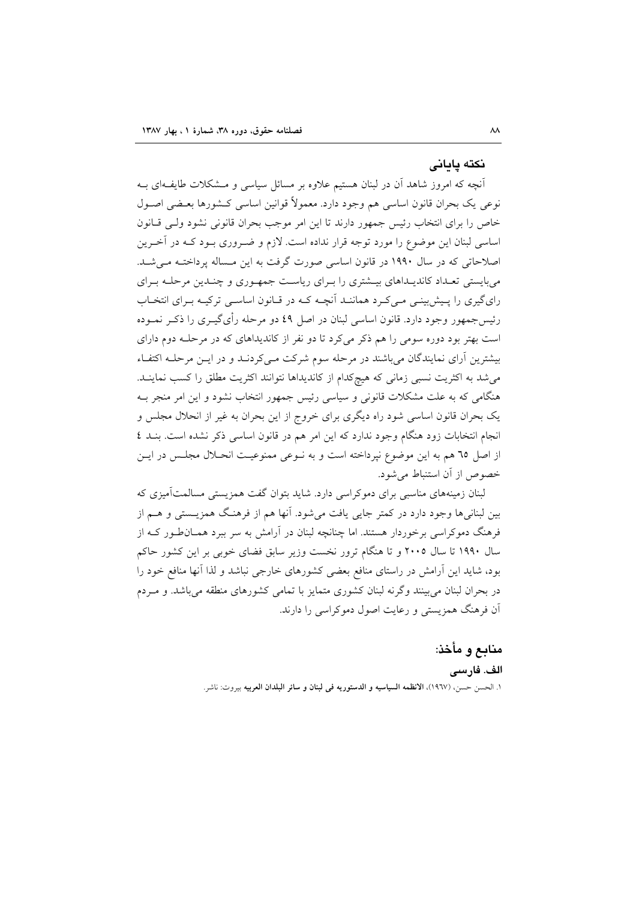## نکته پایانی

آنچه که امروز شاهد آن در لبنان هستیم علاوه بر مسائل سیاسی و مشکلات طایفه‌ای به نوعی یک بحران قانون اساسی هم وجود دارد. معمولاً قوانین اساسی کشورها بعضی اصول خاص را برای انتخاب رئیس جمهور دارند تا این امر موجب بحران قانونی نشود ولی قانون اساسی لبنان این موضوع را مورد توجه قرار نداده است. لازم و ضروری بود که در آخرین اصلاحاتی که در سال ۱۹۹۰ در قانون اساسی صورت گرفت به این مساله پرداخته می‌شد. می‌بایستی تعداد کاندیداهای بیشتری را برای ریاست جمهوری و چندین مرحله برای رای‌گیری را پیش‌بینی می‌کرد همانند آنچه که در قانون اساسی ترکیه برای انتخاب رئیس‌جمهور وجود دارد. قانون اساسی لبنان در اصل ٤٩ دو مرحله رأی‌گیری را ذکر نموده است بهتر بود دوره سومی را هم ذکر می‌کرد تا دو نفر از کاندیداهای که در مرحله دوم دارای بیشترین آرای نمایندگان می‌باشند در مرحله سوم شرکت می‌کردند و در این مرحله اکتفاء می‌شد به اکثریت نسبی زمانی که هیچ‌کدام از کاندیداها نتوانند اکثریت مطلق را کسب نمایند. هنگامی که به علت مشکلات قانونی و سیاسی رئیس جمهور انتخاب نشود و این امر منجر به یک بحران قانون اساسی شود راه دیگری برای خروج از این بحران به غیر از انحلال مجلس و انجام انتخابات زود هنگام وجود ندارد که این امر هم در قانون اساسی ذکر نشده است. بند ٤ از اصل ٦٥ هم به این موضوع نپرداخته است و به نوعی ممنوعیت انحلال مجلس در این خصوص از آن استنباط می‌شود.

لبنان زمینه‌های مناسبی برای دموکراسی دارد. شاید بتوان گفت همزیستی مسالمت‌آمیزی که بین لبنانی‌ها وجود دارد در کمتر جایی یافت می‌شود. آنها هم از فرهنگ همزیستی و هم از فرهنگ دموکراسی برخوردار هستند. اما چنانچه لبنان در آرامش به سر ببرد همان‌طور که از سال ۱۹۹۰ تا سال ۲۰۰۵ و تا هنگام ترور نخست وزیر سابق فضای خوبی بر این کشور حاکم بود، شاید این آرامش در راستای منافع بعضی کشورهای خارجی نباشد و لذا آنها منافع خود را در بحران لبنان می‌بینند وگرنه لبنان کشوری متمایز با تمامی کشورهای منطقه می‌باشد. و مردم آن فرهنگ همزیستی و رعایت اصول دموکراسی را دارند.

## منابع و مأخذ:

### الف. فارسی

۱. الحسن حسن، (١٩٦٧)، **الانظمه السیاسیه و الدستوریه فی لبنان و سائر البلدان العربیه** بیروت: ناشر.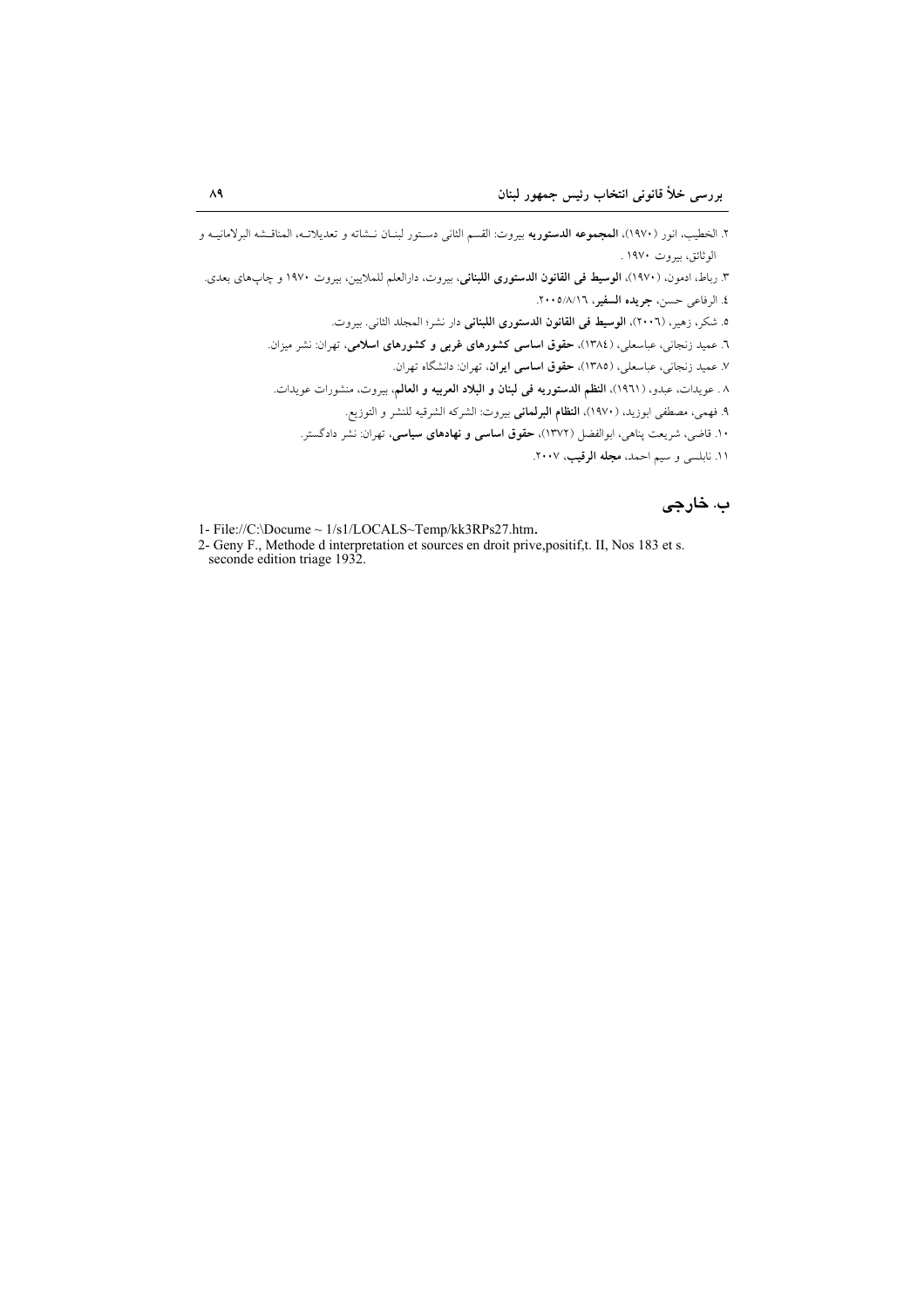۲. الخطیب، انور (۱۹۷۰)، **المجموعه الدستوریه** بیروت: القسم الثانی دستور لبنان نشاته و تعدیلاته، المناقشه البرلمانیه و الوثائق، بیروت ۱۹۷۰ .

۳. رباط، ادمون، (۱۹۷۰)، **الوسیط فی القانون الدستوری اللبنانی**، بیروت، دارالعلم للملایین، بیروت ۱۹۷۰ و چاپ‌های بعدی.

٤. الرفاعی حسن، **جریده السفیر**، ۲۰۰۵/۸/۱٦.

٥. شکر، زهیر، (۲۰۰٦)، **الوسیط فی القانون الدستوری اللبنانی** دار نشر؛ المجلد الثانی. بیروت.

٦. عمید زنجانی، عباسعلی، (۱۳۸٤)، **حقوق اساسی کشورهای غربی و کشورهای اسلامی**، تهران: نشر میزان.

۷. عمید زنجانی، عباسعلی، (۱۳۸٥)، **حقوق اساسی ایران**، تهران: دانشگاه تهران.

۸ . عویدات، عبدو، (۱۹٦۱)، **النظم الدستوریه فی لبنان و البلاد العربیه و العالم**، بیروت، منشورات عویدات.

۹. فهمی، مصطفی ابوزید، (۱۹۷۰)، **النظام البرلمانی** بیروت: الشرکه الشرقیه للنشر و التوزیع.

۱۰. قاضی، شریعت پناهی، ابوالفضل (۱۳۷۲)، **حقوق اساسی و نهادهای سیاسی**، تهران: نشر دادگستر.

۱۱. نابلسی و سیم احمد، **مجله الرقیب**، ۲۰۰۷.

## ب. خارجی

1- File://C:\Docume ~ 1/s1/LOCALS~Temp/kk3RPs27.htm.

2- Geny F., Methode d interpretation et sources en droit prive,positif,t. II, Nos 183 et s. seconde edition triage 1932.